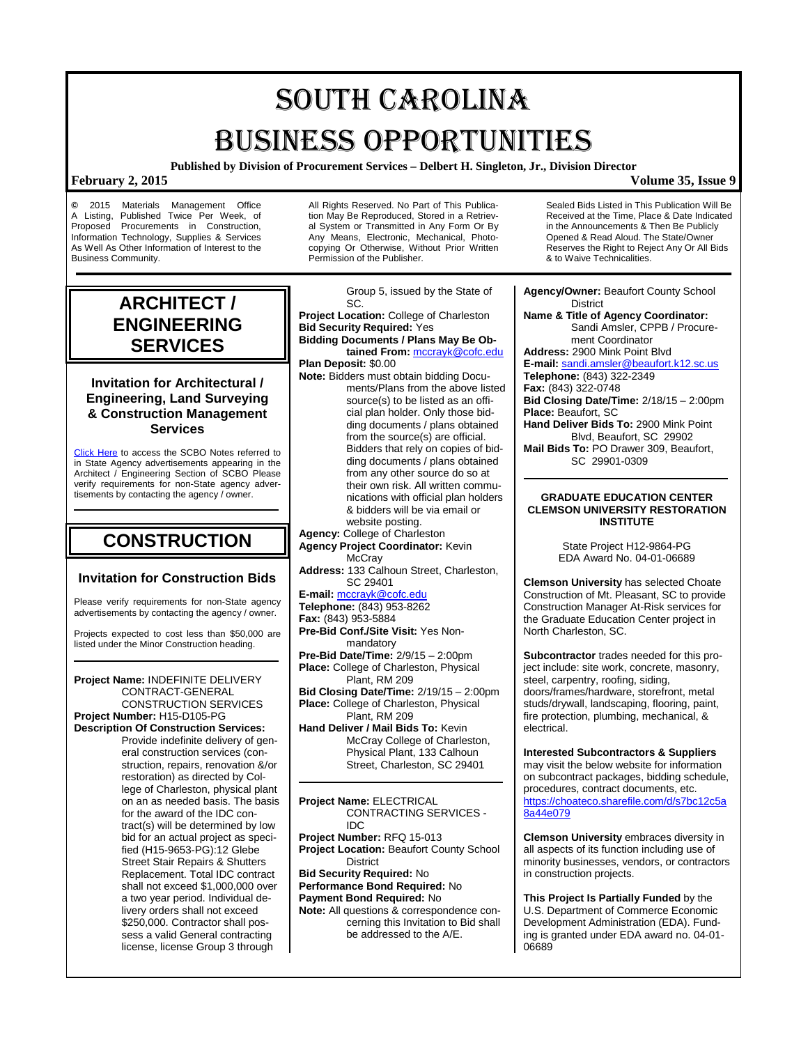# SOUTH CAROLINA BUSINESS OPPORTUNITIES

**Published by Division of Procurement Services – Delbert H. Singleton, Jr., Division Director**

**February 2, 2015** **Volume 35, Issue 9**

© 2015 Materials Management Office A Listing, Published Twice Per Week, of Proposed Procurements in Construction, Information Technology, Supplies & Services As Well As Other Information of Interest to the Business Community.

All Rights Reserved. No Part of This Publication May Be Reproduced, Stored in a Retrieval System or Transmitted in Any Form Or By Any Means, Electronic, Mechanical, Photocopying Or Otherwise, Without Prior Written Permission of the Publisher.

Sealed Bids Listed in This Publication Will Be Received at the Time, Place & Date Indicated in the Announcements & Then Be Publicly Opened & Read Aloud. The State/Owner Reserves the Right to Reject Any Or All Bids & to Waive Technicalities.

## ARCHITECT / ENGINEERING SERVICES

### Invitation for Architectural / Engineering, Land Surveying & Construction Management Services

Click Here to access the SCBO Notes referred to in State Agency advertisements appearing in the Architect / Engineering Section of SCBO Please verify requirements for non-State agency advertisements by contacting the agency / owner.

## CONSTRUCTION

### Invitation for Construction Bids

Please verify requirements for non-State agency advertisements by contacting the agency / owner.

Projects expected to cost less than $50,000 are listed under the Minor Construction heading.

**Project Name:** INDEFINITE DELIVERY CONTRACT-GENERAL CONSTRUCTION SERVICES
**Project Number:** H15-D105-PG
**Description Of Construction Services:** Provide indefinite delivery of general construction services (construction, repairs, renovation &/or restoration) as directed by College of Charleston, physical plant on an as needed basis. The basis for the award of the IDC contract(s) will be determined by low bid for an actual project as specified (H15-9653-PG):12 Glebe Street Stair Repairs & Shutters Replacement. Total IDC contract shall not exceed $1,000,000 over a two year period. Individual delivery orders shall not exceed $250,000. Contractor shall possess a valid General contracting license, license Group 3 through Group 5, issued by the State of SC.
**Project Location:** College of Charleston
**Bid Security Required:** Yes
**Bidding Documents / Plans May Be Obtained From:** mccrayk@cofc.edu
**Plan Deposit:** $0.00
**Note:** Bidders must obtain bidding Documents/Plans from the above listed source(s) to be listed as an official plan holder. Only those bidding documents / plans obtained from the source(s) are official. Bidders that rely on copies of bidding documents / plans obtained from any other source do so at their own risk. All written communications with official plan holders & bidders will be via email or website posting.
**Agency:** College of Charleston
**Agency Project Coordinator:** Kevin McCray
**Address:** 133 Calhoun Street, Charleston, SC 29401
**E-mail:** mccrayk@cofc.edu
**Telephone:** (843) 953-8262
**Fax:** (843) 953-5884
**Pre-Bid Conf./Site Visit:** Yes Non-mandatory
**Pre-Bid Date/Time:** 2/9/15 – 2:00pm
**Place:** College of Charleston, Physical Plant, RM 209
**Bid Closing Date/Time:** 2/19/15 – 2:00pm
**Place:** College of Charleston, Physical Plant, RM 209
**Hand Deliver / Mail Bids To:** Kevin McCray College of Charleston, Physical Plant, 133 Calhoun Street, Charleston, SC 29401

**Project Name:** ELECTRICAL CONTRACTING SERVICES - IDC
**Project Number:** RFQ 15-013
**Project Location:** Beaufort County School District
**Bid Security Required:** No
**Performance Bond Required:** No
**Payment Bond Required:** No
**Note:** All questions & correspondence concerning this Invitation to Bid shall be addressed to the A/E.
**Agency/Owner:** Beaufort County School District
**Name & Title of Agency Coordinator:** Sandi Amsler, CPPB / Procurement Coordinator
**Address:** 2900 Mink Point Blvd
**E-mail:** sandi.amsler@beaufort.k12.sc.us
**Telephone:** (843) 322-2349
**Fax:** (843) 322-0748
**Bid Closing Date/Time:** 2/18/15 – 2:00pm
**Place:** Beaufort, SC
**Hand Deliver Bids To:** 2900 Mink Point Blvd, Beaufort, SC 29902
**Mail Bids To:** PO Drawer 309, Beaufort, SC 29901-0309

#### GRADUATE EDUCATION CENTER CLEMSON UNIVERSITY RESTORATION INSTITUTE

State Project H12-9864-PG
EDA Award No. 04-01-06689

**Clemson University** has selected Choate Construction of Mt. Pleasant, SC to provide Construction Manager At-Risk services for the Graduate Education Center project in North Charleston, SC.

**Subcontractor** trades needed for this project include: site work, concrete, masonry, steel, carpentry, roofing, siding, doors/frames/hardware, storefront, metal studs/drywall, landscaping, flooring, paint, fire protection, plumbing, mechanical, & electrical.

**Interested Subcontractors & Suppliers** may visit the below website for information on subcontract packages, bidding schedule, procedures, contract documents, etc.
https://choateco.sharefile.com/d/s7bc12c5a8a44e079

**Clemson University** embraces diversity in all aspects of its function including use of minority businesses, vendors, or contractors in construction projects.

**This Project Is Partially Funded** by the U.S. Department of Commerce Economic Development Administration (EDA). Funding is granted under EDA award no. 04-01-06689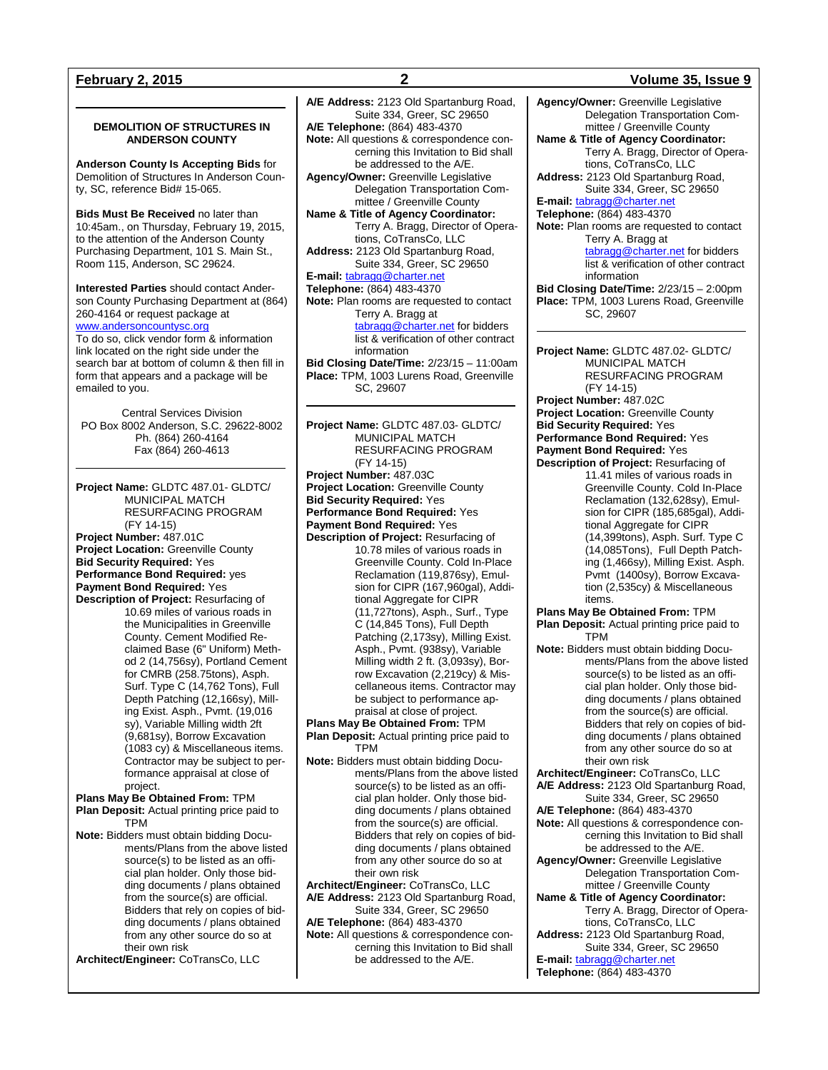### DEMOLITION OF STRUCTURES IN ANDERSON COUNTY

**Anderson County Is Accepting Bids** for Demolition of Structures In Anderson County, SC, reference Bid# 15-065.

**Bids Must Be Received** no later than 10:45am., on Thursday, February 19, 2015, to the attention of the Anderson County Purchasing Department, 101 S. Main St., Room 115, Anderson, SC 29624.

**Interested Parties** should contact Anderson County Purchasing Department at (864) 260-4164 or request package at www.andersoncountysc.org
To do so, click vendor form & information link located on the right side under the search bar at bottom of column & then fill in form that appears and a package will be emailed to you.

Central Services Division
PO Box 8002 Anderson, S.C. 29622-8002
Ph. (864) 260-4164
Fax (864) 260-4613

---

**Project Name:** GLDTC 487.01- GLDTC/ MUNICIPAL MATCH RESURFACING PROGRAM (FY 14-15)
**Project Number:** 487.01C
**Project Location:** Greenville County
**Bid Security Required:** Yes
**Performance Bond Required:** yes
**Payment Bond Required:** Yes
**Description of Project:** Resurfacing of 10.69 miles of various roads in the Municipalities in Greenville County. Cement Modified Reclaimed Base (6" Uniform) Method 2 (14,756sy), Portland Cement for CMRB (258.75tons), Asph. Surf. Type C (14,762 Tons), Full Depth Patching (12,166sy), Milling Exist. Asph., Pvmt. (19,016 sy), Variable Milling width 2ft (9,681sy), Borrow Excavation (1083 cy) & Miscellaneous items. Contractor may be subject to performance appraisal at close of project.
**Plans May Be Obtained From:** TPM
**Plan Deposit:** Actual printing price paid to TPM
**Note:** Bidders must obtain bidding Documents/Plans from the above listed source(s) to be listed as an official plan holder. Only those bidding documents / plans obtained from the source(s) are official. Bidders that rely on copies of bidding documents / plans obtained from any other source do so at their own risk
**Architect/Engineer:** CoTransCo, LLC
**A/E Address:** 2123 Old Spartanburg Road, Suite 334, Greer, SC 29650
**A/E Telephone:** (864) 483-4370
**Note:** All questions & correspondence concerning this Invitation to Bid shall be addressed to the A/E.
**Agency/Owner:** Greenville Legislative Delegation Transportation Committee / Greenville County
**Name & Title of Agency Coordinator:** Terry A. Bragg, Director of Operations, CoTransCo, LLC
**Address:** 2123 Old Spartanburg Road, Suite 334, Greer, SC 29650
**E-mail:** tabragg@charter.net
**Telephone:** (864) 483-4370
**Note:** Plan rooms are requested to contact Terry A. Bragg at tabragg@charter.net for bidders list & verification of other contract information
**Bid Closing Date/Time:** 2/23/15 – 11:00am
**Place:** TPM, 1003 Lurens Road, Greenville SC, 29607

---

**Project Name:** GLDTC 487.03- GLDTC/ MUNICIPAL MATCH RESURFACING PROGRAM (FY 14-15)
**Project Number:** 487.03C
**Project Location:** Greenville County
**Bid Security Required:** Yes
**Performance Bond Required:** Yes
**Payment Bond Required:** Yes
**Description of Project:** Resurfacing of 10.78 miles of various roads in Greenville County. Cold In-Place Reclamation (119,876sy), Emulsion for CIPR (167,960gal), Additional Aggregate for CIPR (11,727tons), Asph., Surf., Type C (14,845 Tons), Full Depth Patching (2,173sy), Milling Exist. Asph., Pvmt. (938sy), Variable Milling width 2 ft. (3,093sy), Borrow Excavation (2,219cy) & Miscellaneous items. Contractor may be subject to performance appraisal at close of project.
**Plans May Be Obtained From:** TPM
**Plan Deposit:** Actual printing price paid to TPM
**Note:** Bidders must obtain bidding Documents/Plans from the above listed source(s) to be listed as an official plan holder. Only those bidding documents / plans obtained from the source(s) are official. Bidders that rely on copies of bidding documents / plans obtained from any other source do so at their own risk
**Architect/Engineer:** CoTransCo, LLC
**A/E Address:** 2123 Old Spartanburg Road, Suite 334, Greer, SC 29650
**A/E Telephone:** (864) 483-4370
**Note:** All questions & correspondence concerning this Invitation to Bid shall be addressed to the A/E.
**Agency/Owner:** Greenville Legislative Delegation Transportation Committee / Greenville County
**Name & Title of Agency Coordinator:** Terry A. Bragg, Director of Operations, CoTransCo, LLC
**Address:** 2123 Old Spartanburg Road, Suite 334, Greer, SC 29650
**E-mail:** tabragg@charter.net
**Telephone:** (864) 483-4370
**Note:** Plan rooms are requested to contact Terry A. Bragg at tabragg@charter.net for bidders list & verification of other contract information
**Bid Closing Date/Time:** 2/23/15 – 2:00pm
**Place:** TPM, 1003 Lurens Road, Greenville SC, 29607

---

**Project Name:** GLDTC 487.02- GLDTC/ MUNICIPAL MATCH RESURFACING PROGRAM (FY 14-15)
**Project Number:** 487.02C
**Project Location:** Greenville County
**Bid Security Required:** Yes
**Performance Bond Required:** Yes
**Payment Bond Required:** Yes
**Description of Project:** Resurfacing of 11.41 miles of various roads in Greenville County. Cold In-Place Reclamation (132,628sy), Emulsion for CIPR (185,685gal), Additional Aggregate for CIPR (14,399tons), Asph. Surf. Type C (14,085Tons), Full Depth Patching (1,466sy), Milling Exist. Asph. Pvmt (1400sy), Borrow Excavation (2,535cy) & Miscellaneous items.
**Plans May Be Obtained From:** TPM
**Plan Deposit:** Actual printing price paid to TPM
**Note:** Bidders must obtain bidding Documents/Plans from the above listed source(s) to be listed as an official plan holder. Only those bidding documents / plans obtained from the source(s) are official. Bidders that rely on copies of bidding documents / plans obtained from any other source do so at their own risk
**Architect/Engineer:** CoTransCo, LLC
**A/E Address:** 2123 Old Spartanburg Road, Suite 334, Greer, SC 29650
**A/E Telephone:** (864) 483-4370
**Note:** All questions & correspondence concerning this Invitation to Bid shall be addressed to the A/E.
**Agency/Owner:** Greenville Legislative Delegation Transportation Committee / Greenville County
**Name & Title of Agency Coordinator:** Terry A. Bragg, Director of Operations, CoTransCo, LLC
**Address:** 2123 Old Spartanburg Road, Suite 334, Greer, SC 29650
**E-mail:** tabragg@charter.net
**Telephone:** (864) 483-4370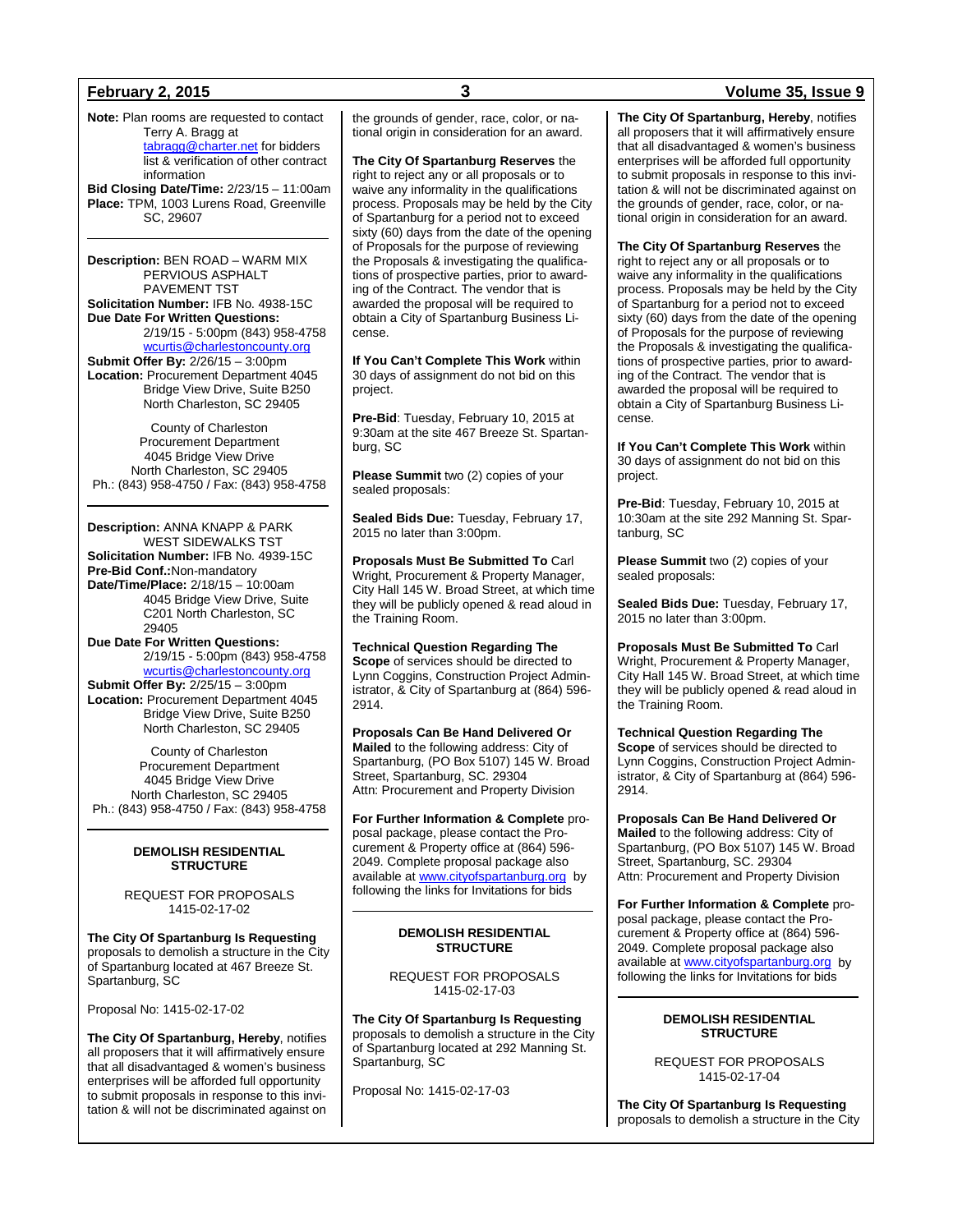**Note:** Plan rooms are requested to contact Terry A. Bragg at tabragg@charter.net for bidders list & verification of other contract information

**Bid Closing Date/Time:** 2/23/15 – 11:00am

**Place:** TPM, 1003 Lurens Road, Greenville SC, 29607

---

**Description:** BEN ROAD – WARM MIX PERVIOUS ASPHALT PAVEMENT TST

**Solicitation Number:** IFB No. 4938-15C

**Due Date For Written Questions:** 2/19/15 - 5:00pm (843) 958-4758 wcurtis@charlestoncounty.org

**Submit Offer By:** 2/26/15 – 3:00pm

**Location:** Procurement Department 4045 Bridge View Drive, Suite B250 North Charleston, SC 29405

County of Charleston
Procurement Department
4045 Bridge View Drive
North Charleston, SC 29405
Ph.: (843) 958-4750 / Fax: (843) 958-4758

---

**Description:** ANNA KNAPP & PARK WEST SIDEWALKS TST

**Solicitation Number:** IFB No. 4939-15C

**Pre-Bid Conf.:** Non-mandatory

**Date/Time/Place:** 2/18/15 – 10:00am 4045 Bridge View Drive, Suite C201 North Charleston, SC 29405

**Due Date For Written Questions:** 2/19/15 - 5:00pm (843) 958-4758 wcurtis@charlestoncounty.org

**Submit Offer By:** 2/25/15 – 3:00pm

**Location:** Procurement Department 4045 Bridge View Drive, Suite B250 North Charleston, SC 29405

County of Charleston
Procurement Department
4045 Bridge View Drive
North Charleston, SC 29405
Ph.: (843) 958-4750 / Fax: (843) 958-4758

---

## DEMOLISH RESIDENTIAL STRUCTURE

REQUEST FOR PROPOSALS
1415-02-17-02

**The City Of Spartanburg Is Requesting** proposals to demolish a structure in the City of Spartanburg located at 467 Breeze St. Spartanburg, SC

Proposal No: 1415-02-17-02

**The City Of Spartanburg, Hereby**, notifies all proposers that it will affirmatively ensure that all disadvantaged & women's business enterprises will be afforded full opportunity to submit proposals in response to this invitation & will not be discriminated against on the grounds of gender, race, color, or national origin in consideration for an award.

**The City Of Spartanburg Reserves** the right to reject any or all proposals or to waive any informality in the qualifications process. Proposals may be held by the City of Spartanburg for a period not to exceed sixty (60) days from the date of the opening of Proposals for the purpose of reviewing the Proposals & investigating the qualifications of prospective parties, prior to awarding of the Contract. The vendor that is awarded the proposal will be required to obtain a City of Spartanburg Business License.

**If You Can't Complete This Work** within 30 days of assignment do not bid on this project.

**Pre-Bid**: Tuesday, February 10, 2015 at 9:30am at the site 467 Breeze St. Spartanburg, SC

**Please Summit** two (2) copies of your sealed proposals:

**Sealed Bids Due:** Tuesday, February 17, 2015 no later than 3:00pm.

**Proposals Must Be Submitted To** Carl Wright, Procurement & Property Manager, City Hall 145 W. Broad Street, at which time they will be publicly opened & read aloud in the Training Room.

**Technical Question Regarding The Scope** of services should be directed to Lynn Coggins, Construction Project Administrator, & City of Spartanburg at (864) 596-2914.

**Proposals Can Be Hand Delivered Or Mailed** to the following address: City of Spartanburg, (PO Box 5107) 145 W. Broad Street, Spartanburg, SC. 29304
Attn: Procurement and Property Division

**For Further Information & Complete** proposal package, please contact the Procurement & Property office at (864) 596-2049. Complete proposal package also available at www.cityofspartanburg.org by following the links for Invitations for bids

---

## DEMOLISH RESIDENTIAL STRUCTURE

REQUEST FOR PROPOSALS
1415-02-17-03

**The City Of Spartanburg Is Requesting** proposals to demolish a structure in the City of Spartanburg located at 292 Manning St. Spartanburg, SC

Proposal No: 1415-02-17-03

**The City Of Spartanburg, Hereby**, notifies all proposers that it will affirmatively ensure that all disadvantaged & women's business enterprises will be afforded full opportunity to submit proposals in response to this invitation & will not be discriminated against on the grounds of gender, race, color, or national origin in consideration for an award.

**The City Of Spartanburg Reserves** the right to reject any or all proposals or to waive any informality in the qualifications process. Proposals may be held by the City of Spartanburg for a period not to exceed sixty (60) days from the date of the opening of Proposals for the purpose of reviewing the Proposals & investigating the qualifications of prospective parties, prior to awarding of the Contract. The vendor that is awarded the proposal will be required to obtain a City of Spartanburg Business License.

**If You Can't Complete This Work** within 30 days of assignment do not bid on this project.

**Pre-Bid**: Tuesday, February 10, 2015 at 10:30am at the site 292 Manning St. Spartanburg, SC

**Please Summit** two (2) copies of your sealed proposals:

**Sealed Bids Due:** Tuesday, February 17, 2015 no later than 3:00pm.

**Proposals Must Be Submitted To** Carl Wright, Procurement & Property Manager, City Hall 145 W. Broad Street, at which time they will be publicly opened & read aloud in the Training Room.

**Technical Question Regarding The Scope** of services should be directed to Lynn Coggins, Construction Project Administrator, & City of Spartanburg at (864) 596-2914.

**Proposals Can Be Hand Delivered Or Mailed** to the following address: City of Spartanburg, (PO Box 5107) 145 W. Broad Street, Spartanburg, SC. 29304
Attn: Procurement and Property Division

**For Further Information & Complete** proposal package, please contact the Procurement & Property office at (864) 596-2049. Complete proposal package also available at www.cityofspartanburg.org by following the links for Invitations for bids

---

## DEMOLISH RESIDENTIAL STRUCTURE

REQUEST FOR PROPOSALS
1415-02-17-04

**The City Of Spartanburg Is Requesting** proposals to demolish a structure in the City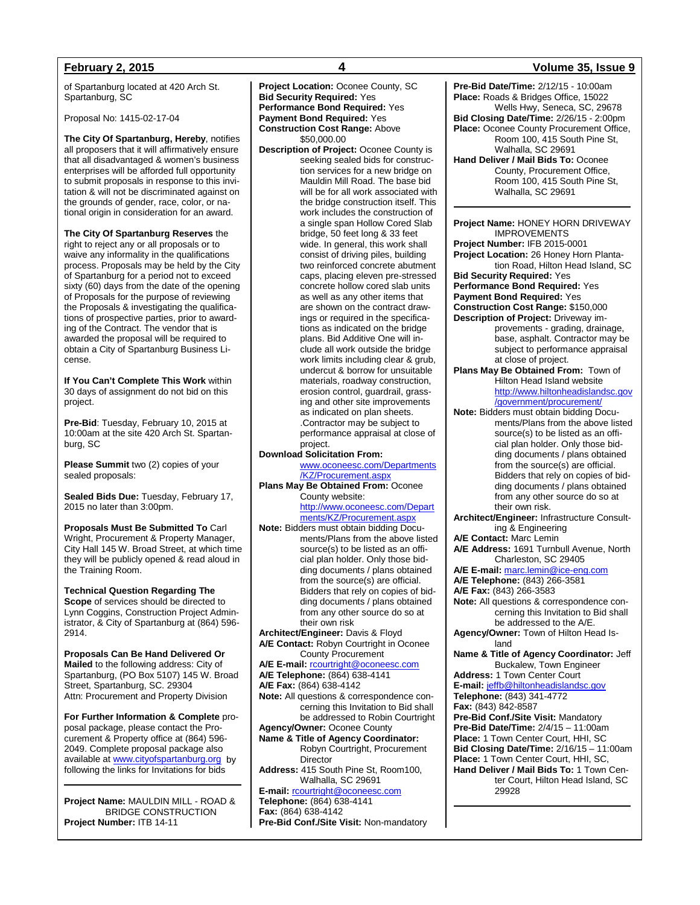of Spartanburg located at 420 Arch St. Spartanburg, SC

Proposal No: 1415-02-17-04

**The City Of Spartanburg, Hereby**, notifies all proposers that it will affirmatively ensure that all disadvantaged & women's business enterprises will be afforded full opportunity to submit proposals in response to this invitation & will not be discriminated against on the grounds of gender, race, color, or national origin in consideration for an award.

**The City Of Spartanburg Reserves** the right to reject any or all proposals or to waive any informality in the qualifications process. Proposals may be held by the City of Spartanburg for a period not to exceed sixty (60) days from the date of the opening of Proposals for the purpose of reviewing the Proposals & investigating the qualifications of prospective parties, prior to awarding of the Contract. The vendor that is awarded the proposal will be required to obtain a City of Spartanburg Business License.

**If You Can't Complete This Work** within 30 days of assignment do not bid on this project.

**Pre-Bid**: Tuesday, February 10, 2015 at 10:00am at the site 420 Arch St. Spartanburg, SC

**Please Summit** two (2) copies of your sealed proposals:

**Sealed Bids Due:** Tuesday, February 17, 2015 no later than 3:00pm.

**Proposals Must Be Submitted To** Carl Wright, Procurement & Property Manager, City Hall 145 W. Broad Street, at which time they will be publicly opened & read aloud in the Training Room.

**Technical Question Regarding The Scope** of services should be directed to Lynn Coggins, Construction Project Administrator, & City of Spartanburg at (864) 596-2914.

**Proposals Can Be Hand Delivered Or Mailed** to the following address: City of Spartanburg, (PO Box 5107) 145 W. Broad Street, Spartanburg, SC. 29304
Attn: Procurement and Property Division

**For Further Information & Complete** proposal package, please contact the Procurement & Property office at (864) 596-2049. Complete proposal package also available at www.cityofspartanburg.org by following the links for Invitations for bids

---

**Project Name:** MAULDIN MILL - ROAD & BRIDGE CONSTRUCTION
**Project Number:** ITB 14-11
**Project Location:** Oconee County, SC
**Bid Security Required:** Yes
**Performance Bond Required:** Yes
**Payment Bond Required:** Yes
**Construction Cost Range:** Above $50,000.00
**Description of Project:** Oconee County is seeking sealed bids for construction services for a new bridge on Mauldin Mill Road. The base bid will be for all work associated with the bridge construction itself. This work includes the construction of a single span Hollow Cored Slab bridge, 50 feet long & 33 feet wide. In general, this work shall consist of driving piles, building two reinforced concrete abutment caps, placing eleven pre-stressed concrete hollow cored slab units as well as any other items that are shown on the contract drawings or required in the specifications as indicated on the bridge plans. Bid Additive One will include all work outside the bridge work limits including clear & grub, undercut & borrow for unsuitable materials, roadway construction, erosion control, guardrail, grassing and other site improvements as indicated on plan sheets. .Contractor may be subject to performance appraisal at close of project.
**Download Solicitation From:** www.oconeesc.com/Departments/KZ/Procurement.aspx
**Plans May Be Obtained From:** Oconee County website: http://www.oconeesc.com/Departments/KZ/Procurement.aspx
**Note:** Bidders must obtain bidding Documents/Plans from the above listed source(s) to be listed as an official plan holder. Only those bidding documents / plans obtained from the source(s) are official. Bidders that rely on copies of bidding documents / plans obtained from any other source do so at their own risk
**Architect/Engineer:** Davis & Floyd
**A/E Contact:** Robyn Courtright in Oconee County Procurement
**A/E E-mail:** rcourtright@oconeesc.com
**A/E Telephone:** (864) 638-4141
**A/E Fax:** (864) 638-4142
**Note:** All questions & correspondence concerning this Invitation to Bid shall be addressed to Robin Courtright
**Agency/Owner:** Oconee County
**Name & Title of Agency Coordinator:** Robyn Courtright, Procurement Director
**Address:** 415 South Pine St, Room100, Walhalla, SC 29691
**E-mail:** rcourtright@oconeesc.com
**Telephone:** (864) 638-4141
**Fax:** (864) 638-4142
**Pre-Bid Conf./Site Visit:** Non-mandatory
**Pre-Bid Date/Time:** 2/12/15 - 10:00am
**Place:** Roads & Bridges Office, 15022 Wells Hwy, Seneca, SC, 29678
**Bid Closing Date/Time:** 2/26/15 - 2:00pm
**Place:** Oconee County Procurement Office, Room 100, 415 South Pine St, Walhalla, SC 29691
**Hand Deliver / Mail Bids To:** Oconee County, Procurement Office, Room 100, 415 South Pine St, Walhalla, SC 29691

---

**Project Name:** HONEY HORN DRIVEWAY IMPROVEMENTS
**Project Number:** IFB 2015-0001
**Project Location:** 26 Honey Horn Plantation Road, Hilton Head Island, SC
**Bid Security Required:** Yes
**Performance Bond Required:** Yes
**Payment Bond Required:** Yes
**Construction Cost Range:** $150,000
**Description of Project:** Driveway improvements - grading, drainage, base, asphalt. Contractor may be subject to performance appraisal at close of project.
**Plans May Be Obtained From:** Town of Hilton Head Island website http://www.hiltonheadislandsc.gov/government/procurement/
**Note:** Bidders must obtain bidding Documents/Plans from the above listed source(s) to be listed as an official plan holder. Only those bidding documents / plans obtained from the source(s) are official. Bidders that rely on copies of bidding documents / plans obtained from any other source do so at their own risk.
**Architect/Engineer:** Infrastructure Consulting & Engineering
**A/E Contact:** Marc Lemin
**A/E Address:** 1691 Turnbull Avenue, North Charleston, SC 29405
**A/E E-mail:** marc.lemin@ice-eng.com
**A/E Telephone:** (843) 266-3581
**A/E Fax:** (843) 266-3583
**Note:** All questions & correspondence concerning this Invitation to Bid shall be addressed to the A/E.
**Agency/Owner:** Town of Hilton Head Island
**Name & Title of Agency Coordinator:** Jeff Buckalew, Town Engineer
**Address:** 1 Town Center Court
**E-mail:** jeffb@hiltonheadislandsc.gov
**Telephone:** (843) 341-4772
**Fax:** (843) 842-8587
**Pre-Bid Conf./Site Visit:** Mandatory
**Pre-Bid Date/Time:** 2/4/15 – 11:00am
**Place:** 1 Town Center Court, HHI, SC
**Bid Closing Date/Time:** 2/16/15 – 11:00am
**Place:** 1 Town Center Court, HHI, SC,
**Hand Deliver / Mail Bids To:** 1 Town Center Court, Hilton Head Island, SC 29928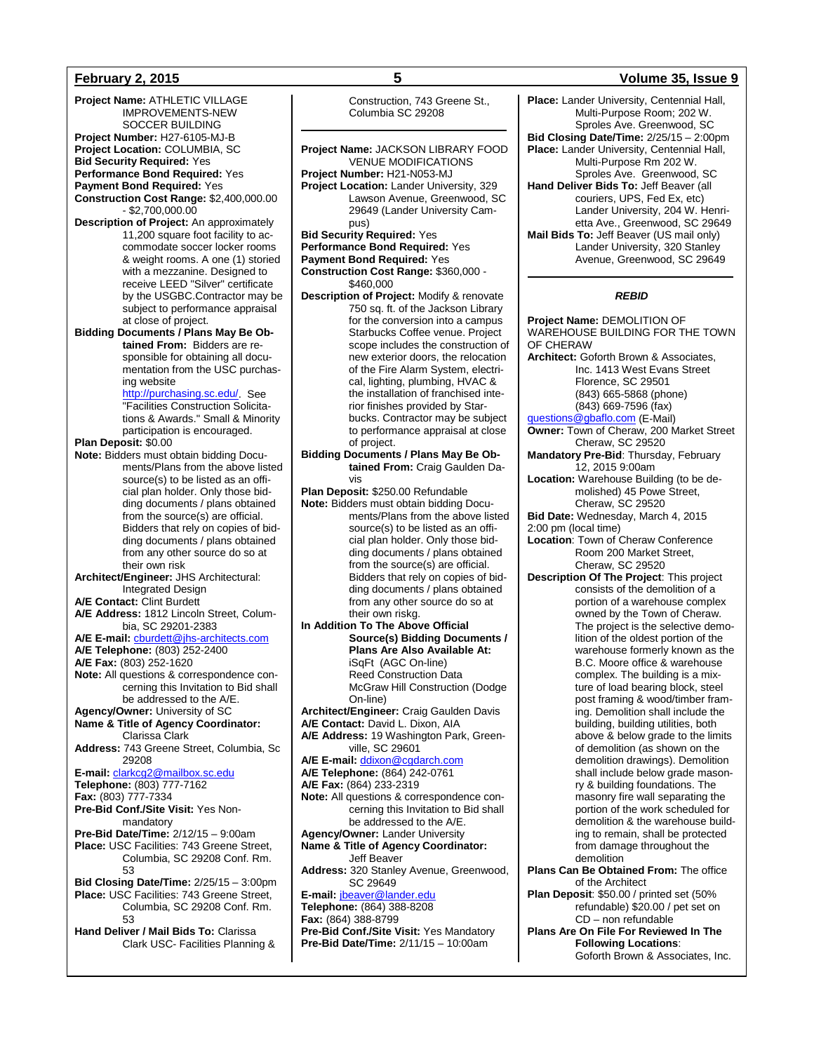**Project Name:** ATHLETIC VILLAGE IMPROVEMENTS-NEW SOCCER BUILDING
**Project Number:** H27-6105-MJ-B
**Project Location:** COLUMBIA, SC
**Bid Security Required:** Yes
**Performance Bond Required:** Yes
**Payment Bond Required:** Yes
**Construction Cost Range:** $2,400,000.00 - $2,700,000.00
**Description of Project:** An approximately 11,200 square foot facility to accommodate soccer locker rooms & weight rooms. A one (1) storied with a mezzanine. Designed to receive LEED "Silver" certificate by the USGBC.Contractor may be subject to performance appraisal at close of project.
**Bidding Documents / Plans May Be Obtained From:** Bidders are responsible for obtaining all documentation from the USC purchasing website http://purchasing.sc.edu/. See "Facilities Construction Solicitations & Awards." Small & Minority participation is encouraged.
**Plan Deposit:** $0.00
**Note:** Bidders must obtain bidding Documents/Plans from the above listed source(s) to be listed as an official plan holder. Only those bidding documents / plans obtained from the source(s) are official. Bidders that rely on copies of bidding documents / plans obtained from any other source do so at their own risk
**Architect/Engineer:** JHS Architectural: Integrated Design
**A/E Contact:** Clint Burdett
**A/E Address:** 1812 Lincoln Street, Columbia, SC 29201-2383
**A/E E-mail:** cburdett@jhs-architects.com
**A/E Telephone:** (803) 252-2400
**A/E Fax:** (803) 252-1620
**Note:** All questions & correspondence concerning this Invitation to Bid shall be addressed to the A/E.
**Agency/Owner:** University of SC
**Name & Title of Agency Coordinator:** Clarissa Clark
**Address:** 743 Greene Street, Columbia, Sc 29208
**E-mail:** clarkcg2@mailbox.sc.edu
**Telephone:** (803) 777-7162
**Fax:** (803) 777-7334
**Pre-Bid Conf./Site Visit:** Yes Non-mandatory
**Pre-Bid Date/Time:** 2/12/15 – 9:00am
**Place:** USC Facilities: 743 Greene Street, Columbia, SC 29208 Conf. Rm. 53
**Bid Closing Date/Time:** 2/25/15 – 3:00pm
**Place:** USC Facilities: 743 Greene Street, Columbia, SC 29208 Conf. Rm. 53
**Hand Deliver / Mail Bids To:** Clarissa Clark USC- Facilities Planning & Construction, 743 Greene St., Columbia SC 29208

---

**Project Name:** JACKSON LIBRARY FOOD VENUE MODIFICATIONS
**Project Number:** H21-N053-MJ
**Project Location:** Lander University, 329 Lawson Avenue, Greenwood, SC 29649 (Lander University Campus)
**Bid Security Required:** Yes
**Performance Bond Required:** Yes
**Payment Bond Required:** Yes
**Construction Cost Range:** $360,000 - $460,000
**Description of Project:** Modify & renovate 750 sq. ft. of the Jackson Library for the conversion into a campus Starbucks Coffee venue. Project scope includes the construction of new exterior doors, the relocation of the Fire Alarm System, electrical, lighting, plumbing, HVAC & the installation of franchised interior finishes provided by Starbucks. Contractor may be subject to performance appraisal at close of project.
**Bidding Documents / Plans May Be Obtained From:** Craig Gaulden Davis
**Plan Deposit:** $250.00 Refundable
**Note:** Bidders must obtain bidding Documents/Plans from the above listed source(s) to be listed as an official plan holder. Only those bidding documents / plans obtained from the source(s) are official. Bidders that rely on copies of bidding documents / plans obtained from any other source do so at their own riskg.
**In Addition To The Above Official Source(s) Bidding Documents / Plans Are Also Available At:**
iSqFt (AGC On-line)
Reed Construction Data
McGraw Hill Construction (Dodge On-line)
**Architect/Engineer:** Craig Gaulden Davis
**A/E Contact:** David L. Dixon, AIA
**A/E Address:** 19 Washington Park, Greenville, SC 29601
**A/E E-mail:** ddixon@cgdarch.com
**A/E Telephone:** (864) 242-0761
**A/E Fax:** (864) 233-2319
**Note:** All questions & correspondence concerning this Invitation to Bid shall be addressed to the A/E.
**Agency/Owner:** Lander University
**Name & Title of Agency Coordinator:** Jeff Beaver
**Address:** 320 Stanley Avenue, Greenwood, SC 29649
**E-mail:** jbeaver@lander.edu
**Telephone:** (864) 388-8208
**Fax:** (864) 388-8799
**Pre-Bid Conf./Site Visit:** Yes Mandatory
**Pre-Bid Date/Time:** 2/11/15 – 10:00am
**Place:** Lander University, Centennial Hall, Multi-Purpose Room; 202 W. Sproles Ave. Greenwood, SC
**Bid Closing Date/Time:** 2/25/15 – 2:00pm
**Place:** Lander University, Centennial Hall, Multi-Purpose Rm 202 W. Sproles Ave. Greenwood, SC
**Hand Deliver Bids To:** Jeff Beaver (all couriers, UPS, Fed Ex, etc) Lander University, 204 W. Henrietta Ave., Greenwood, SC 29649
**Mail Bids To:** Jeff Beaver (US mail only) Lander University, 320 Stanley Avenue, Greenwood, SC 29649

---

***REBID***

**Project Name:** DEMOLITION OF WAREHOUSE BUILDING FOR THE TOWN OF CHERAW
**Architect:** Goforth Brown & Associates, Inc. 1413 West Evans Street Florence, SC 29501
(843) 665-5868 (phone)
(843) 669-7596 (fax)
questions@gbaflo.com (E-Mail)
**Owner:** Town of Cheraw, 200 Market Street Cheraw, SC 29520
**Mandatory Pre-Bid**: Thursday, February 12, 2015 9:00am
**Location:** Warehouse Building (to be demolished) 45 Powe Street, Cheraw, SC 29520
**Bid Date:** Wednesday, March 4, 2015 2:00 pm (local time)
**Location**: Town of Cheraw Conference Room 200 Market Street, Cheraw, SC 29520
**Description Of The Project**: This project consists of the demolition of a portion of a warehouse complex owned by the Town of Cheraw. The project is the selective demolition of the oldest portion of the warehouse formerly known as the B.C. Moore office & warehouse complex. The building is a mixture of load bearing block, steel post framing & wood/timber framing. Demolition shall include the building, building utilities, both above & below grade to the limits of demolition (as shown on the demolition drawings). Demolition shall include below grade masonry & building foundations. The masonry fire wall separating the portion of the work scheduled for demolition & the warehouse building to remain, shall be protected from damage throughout the demolition
**Plans Can Be Obtained From:** The office of the Architect
**Plan Deposit**: $50.00 / printed set (50% refundable) $20.00 / pet set on CD – non refundable
**Plans Are On File For Reviewed In The Following Locations**:
Goforth Brown & Associates, Inc.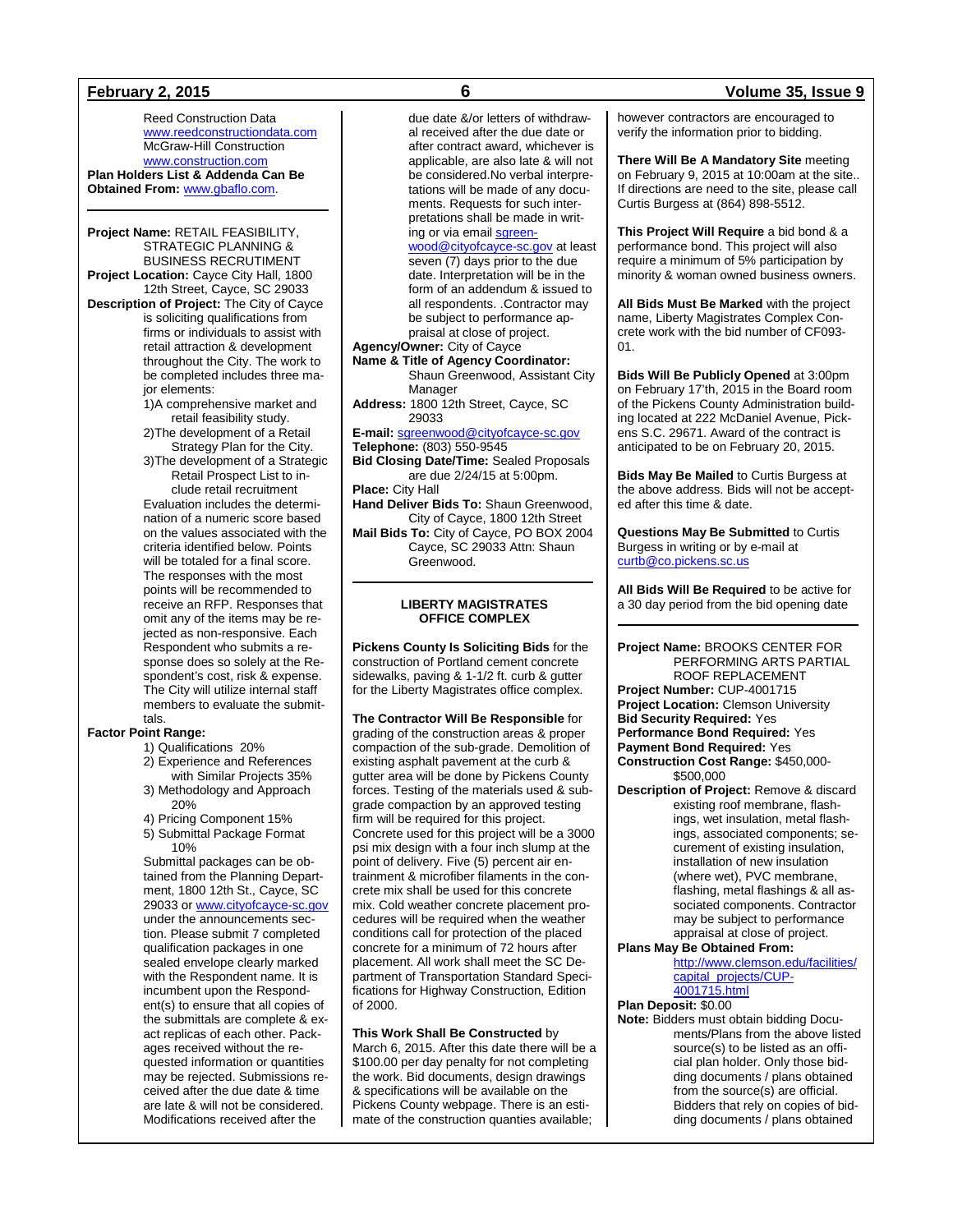Reed Construction Data
www.reedconstructiondata.com
McGraw-Hill Construction
www.construction.com

**Plan Holders List & Addenda Can Be Obtained From:** www.gbaflo.com.

---

**Project Name:** RETAIL FEASIBILITY, STRATEGIC PLANNING & BUSINESS RECRUTIMENT

**Project Location:** Cayce City Hall, 1800 12th Street, Cayce, SC 29033

**Description of Project:** The City of Cayce is soliciting qualifications from firms or individuals to assist with retail attraction & development throughout the City. The work to be completed includes three major elements:

1)A comprehensive market and retail feasibility study.
2)The development of a Retail Strategy Plan for the City.
3)The development of a Strategic Retail Prospect List to include retail recruitment

Evaluation includes the determination of a numeric score based on the values associated with the criteria identified below. Points will be totaled for a final score. The responses with the most points will be recommended to receive an RFP. Responses that omit any of the items may be rejected as non-responsive. Each Respondent who submits a response does so solely at the Respondent's cost, risk & expense. The City will utilize internal staff members to evaluate the submittals.

**Factor Point Range:**

1) Qualifications 20%
2) Experience and References with Similar Projects 35%
3) Methodology and Approach 20%
4) Pricing Component 15%
5) Submittal Package Format 10%

Submittal packages can be obtained from the Planning Department, 1800 12th St., Cayce, SC 29033 or www.cityofcayce-sc.gov under the announcements section. Please submit 7 completed qualification packages in one sealed envelope clearly marked with the Respondent name. It is incumbent upon the Respondent(s) to ensure that all copies of the submittals are complete & exact replicas of each other. Packages received without the requested information or quantities may be rejected. Submissions received after the due date & time are late & will not be considered. Modifications received after the due date &/or letters of withdrawal received after the due date or after contract award, whichever is applicable, are also late & will not be considered.No verbal interpretations will be made of any documents. Requests for such interpretations shall be made in writing or via email sgreenwood@cityofcayce-sc.gov at least seven (7) days prior to the due date. Interpretation will be in the form of an addendum & issued to all respondents. .Contractor may be subject to performance appraisal at close of project.

**Agency/Owner:** City of Cayce

**Name & Title of Agency Coordinator:** Shaun Greenwood, Assistant City Manager

**Address:** 1800 12th Street, Cayce, SC 29033

**E-mail:** sgreenwood@cityofcayce-sc.gov

**Telephone:** (803) 550-9545

**Bid Closing Date/Time:** Sealed Proposals are due 2/24/15 at 5:00pm.

**Place:** City Hall

**Hand Deliver Bids To:** Shaun Greenwood, City of Cayce, 1800 12th Street

**Mail Bids To:** City of Cayce, PO BOX 2004 Cayce, SC 29033 Attn: Shaun Greenwood.

---

## LIBERTY MAGISTRATES OFFICE COMPLEX

**Pickens County Is Soliciting Bids** for the construction of Portland cement concrete sidewalks, paving & 1-1/2 ft. curb & gutter for the Liberty Magistrates office complex.

**The Contractor Will Be Responsible** for grading of the construction areas & proper compaction of the sub-grade. Demolition of existing asphalt pavement at the curb & gutter area will be done by Pickens County forces. Testing of the materials used & subgrade compaction by an approved testing firm will be required for this project. Concrete used for this project will be a 3000 psi mix design with a four inch slump at the point of delivery. Five (5) percent air entrainment & microfiber filaments in the concrete mix shall be used for this concrete mix. Cold weather concrete placement procedures will be required when the weather conditions call for protection of the placed concrete for a minimum of 72 hours after placement. All work shall meet the SC Department of Transportation Standard Specifications for Highway Construction, Edition of 2000.

**This Work Shall Be Constructed** by March 6, 2015. After this date there will be a $100.00 per day penalty for not completing the work. Bid documents, design drawings & specifications will be available on the Pickens County webpage. There is an estimate of the construction quanties available; however contractors are encouraged to verify the information prior to bidding.

**There Will Be A Mandatory Site** meeting on February 9, 2015 at 10:00am at the site.. If directions are need to the site, please call Curtis Burgess at (864) 898-5512.

**This Project Will Require** a bid bond & a performance bond. This project will also require a minimum of 5% participation by minority & woman owned business owners.

**All Bids Must Be Marked** with the project name, Liberty Magistrates Complex Concrete work with the bid number of CF093-01.

**Bids Will Be Publicly Opened** at 3:00pm on February 17'th, 2015 in the Board room of the Pickens County Administration building located at 222 McDaniel Avenue, Pickens S.C. 29671. Award of the contract is anticipated to be on February 20, 2015.

**Bids May Be Mailed** to Curtis Burgess at the above address. Bids will not be accepted after this time & date.

**Questions May Be Submitted** to Curtis Burgess in writing or by e-mail at curtb@co.pickens.sc.us

**All Bids Will Be Required** to be active for a 30 day period from the bid opening date

---

**Project Name:** BROOKS CENTER FOR PERFORMING ARTS PARTIAL ROOF REPLACEMENT

**Project Number:** CUP-4001715

**Project Location:** Clemson University

**Bid Security Required:** Yes

**Performance Bond Required:** Yes

**Payment Bond Required:** Yes

**Construction Cost Range:** $450,000-$500,000

**Description of Project:** Remove & discard existing roof membrane, flashings, wet insulation, metal flashings, associated components; securement of existing insulation, installation of new insulation (where wet), PVC membrane, flashing, metal flashings & all associated components. Contractor may be subject to performance appraisal at close of project.

**Plans May Be Obtained From:** http://www.clemson.edu/facilities/capital_projects/CUP-4001715.html

**Plan Deposit:** $0.00

**Note:** Bidders must obtain bidding Documents/Plans from the above listed source(s) to be listed as an official plan holder. Only those bidding documents / plans obtained from the source(s) are official. Bidders that rely on copies of bidding documents / plans obtained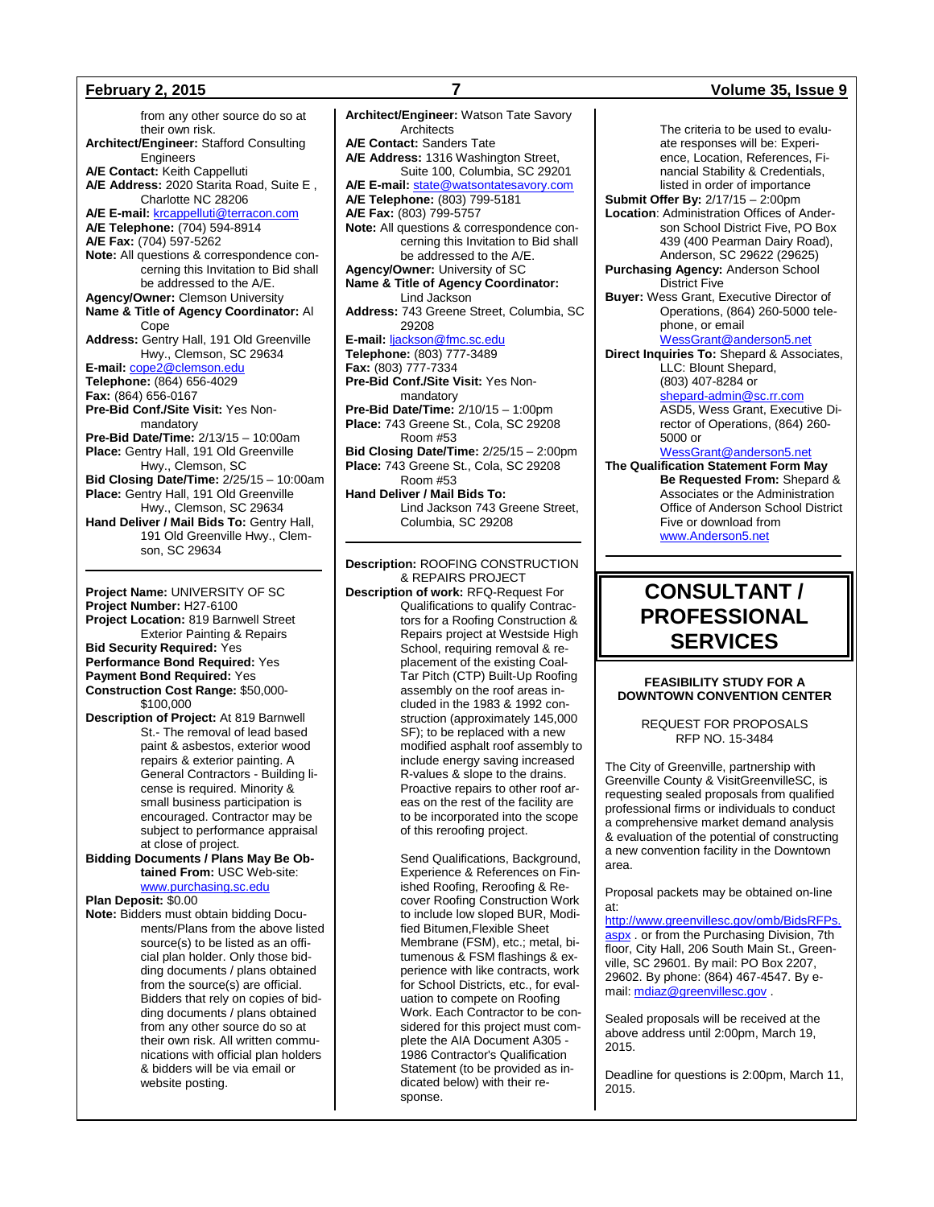from any other source do so at their own risk.
**Architect/Engineer:** Stafford Consulting Engineers
**A/E Contact:** Keith Cappelluti
**A/E Address:** 2020 Starita Road, Suite E , Charlotte NC 28206
**A/E E-mail:** krcappelluti@terracon.com
**A/E Telephone:** (704) 594-8914
**A/E Fax:** (704) 597-5262
**Note:** All questions & correspondence concerning this Invitation to Bid shall be addressed to the A/E.
**Agency/Owner:** Clemson University
**Name & Title of Agency Coordinator:** Al Cope
**Address:** Gentry Hall, 191 Old Greenville Hwy., Clemson, SC 29634
**E-mail:** cope2@clemson.edu
**Telephone:** (864) 656-4029
**Fax:** (864) 656-0167
**Pre-Bid Conf./Site Visit:** Yes Non-mandatory
**Pre-Bid Date/Time:** 2/13/15 – 10:00am
**Place:** Gentry Hall, 191 Old Greenville Hwy., Clemson, SC
**Bid Closing Date/Time:** 2/25/15 – 10:00am
**Place:** Gentry Hall, 191 Old Greenville Hwy., Clemson, SC 29634
**Hand Deliver / Mail Bids To:** Gentry Hall, 191 Old Greenville Hwy., Clemson, SC 29634

---

**Project Name:** UNIVERSITY OF SC
**Project Number:** H27-6100
**Project Location:** 819 Barnwell Street Exterior Painting & Repairs
**Bid Security Required:** Yes
**Performance Bond Required:** Yes
**Payment Bond Required:** Yes
**Construction Cost Range:** $50,000-$100,000
**Description of Project:** At 819 Barnwell St.- The removal of lead based paint & asbestos, exterior wood repairs & exterior painting. A General Contractors - Building license is required. Minority & small business participation is encouraged. Contractor may be subject to performance appraisal at close of project.
**Bidding Documents / Plans May Be Obtained From:** USC Web-site: www.purchasing.sc.edu
**Plan Deposit:** $0.00
**Note:** Bidders must obtain bidding Documents/Plans from the above listed source(s) to be listed as an official plan holder. Only those bidding documents / plans obtained from the source(s) are official. Bidders that rely on copies of bidding documents / plans obtained from any other source do so at their own risk. All written communications with official plan holders & bidders will be via email or website posting.
**Architect/Engineer:** Watson Tate Savory Architects
**A/E Contact:** Sanders Tate
**A/E Address:** 1316 Washington Street, Suite 100, Columbia, SC 29201
**A/E E-mail:** state@watsontatesavory.com
**A/E Telephone:** (803) 799-5181
**A/E Fax:** (803) 799-5757
**Note:** All questions & correspondence concerning this Invitation to Bid shall be addressed to the A/E.
**Agency/Owner:** University of SC
**Name & Title of Agency Coordinator:** Lind Jackson
**Address:** 743 Greene Street, Columbia, SC 29208
**E-mail:** ljackson@fmc.sc.edu
**Telephone:** (803) 777-3489
**Fax:** (803) 777-7334
**Pre-Bid Conf./Site Visit:** Yes Non-mandatory
**Pre-Bid Date/Time:** 2/10/15 – 1:00pm
**Place:** 743 Greene St., Cola, SC 29208 Room #53
**Bid Closing Date/Time:** 2/25/15 – 2:00pm
**Place:** 743 Greene St., Cola, SC 29208 Room #53
**Hand Deliver / Mail Bids To:** Lind Jackson 743 Greene Street, Columbia, SC 29208

---

**Description:** ROOFING CONSTRUCTION & REPAIRS PROJECT
**Description of work:** RFQ-Request For Qualifications to qualify Contractors for a Roofing Construction & Repairs project at Westside High School, requiring removal & replacement of the existing Coal-Tar Pitch (CTP) Built-Up Roofing assembly on the roof areas included in the 1983 & 1992 construction (approximately 145,000 SF); to be replaced with a new modified asphalt roof assembly to include energy saving increased R-values & slope to the drains. Proactive repairs to other roof areas on the rest of the facility are to be incorporated into the scope of this reroofing project.

Send Qualifications, Background, Experience & References on Finished Roofing, Reroofing & Recover Roofing Construction Work to include low sloped BUR, Modified Bitumen,Flexible Sheet Membrane (FSM), etc.; metal, bitumenous & FSM flashings & experience with like contracts, work for School Districts, etc., for evaluation to compete on Roofing Work. Each Contractor to be considered for this project must complete the AIA Document A305 - 1986 Contractor's Qualification Statement (to be provided as indicated below) with their response.

The criteria to be used to evaluate responses will be: Experience, Location, References, Financial Stability & Credentials, listed in order of importance
**Submit Offer By:** 2/17/15 – 2:00pm
**Location**: Administration Offices of Anderson School District Five, PO Box 439 (400 Pearman Dairy Road), Anderson, SC 29622 (29625)
**Purchasing Agency:** Anderson School District Five
**Buyer:** Wess Grant, Executive Director of Operations, (864) 260-5000 telephone, or email WessGrant@anderson5.net
**Direct Inquiries To:** Shepard & Associates, LLC: Blount Shepard, (803) 407-8284 or shepard-admin@sc.rr.com ASD5, Wess Grant, Executive Director of Operations, (864) 260-5000 or WessGrant@anderson5.net
**The Qualification Statement Form May Be Requested From:** Shepard & Associates or the Administration Office of Anderson School District Five or download from www.Anderson5.net

---

# CONSULTANT / PROFESSIONAL SERVICES

**FEASIBILITY STUDY FOR A DOWNTOWN CONVENTION CENTER**

REQUEST FOR PROPOSALS
RFP NO. 15-3484

The City of Greenville, partnership with Greenville County & VisitGreenvilleSC, is requesting sealed proposals from qualified professional firms or individuals to conduct a comprehensive market demand analysis & evaluation of the potential of constructing a new convention facility in the Downtown area.

Proposal packets may be obtained on-line at: http://www.greenvillesc.gov/omb/BidsRFPs.aspx . or from the Purchasing Division, 7th floor, City Hall, 206 South Main St., Greenville, SC 29601. By mail: PO Box 2207, 29602. By phone: (864) 467-4547. By e-mail: mdiaz@greenvillesc.gov .

Sealed proposals will be received at the above address until 2:00pm, March 19, 2015.

Deadline for questions is 2:00pm, March 11, 2015.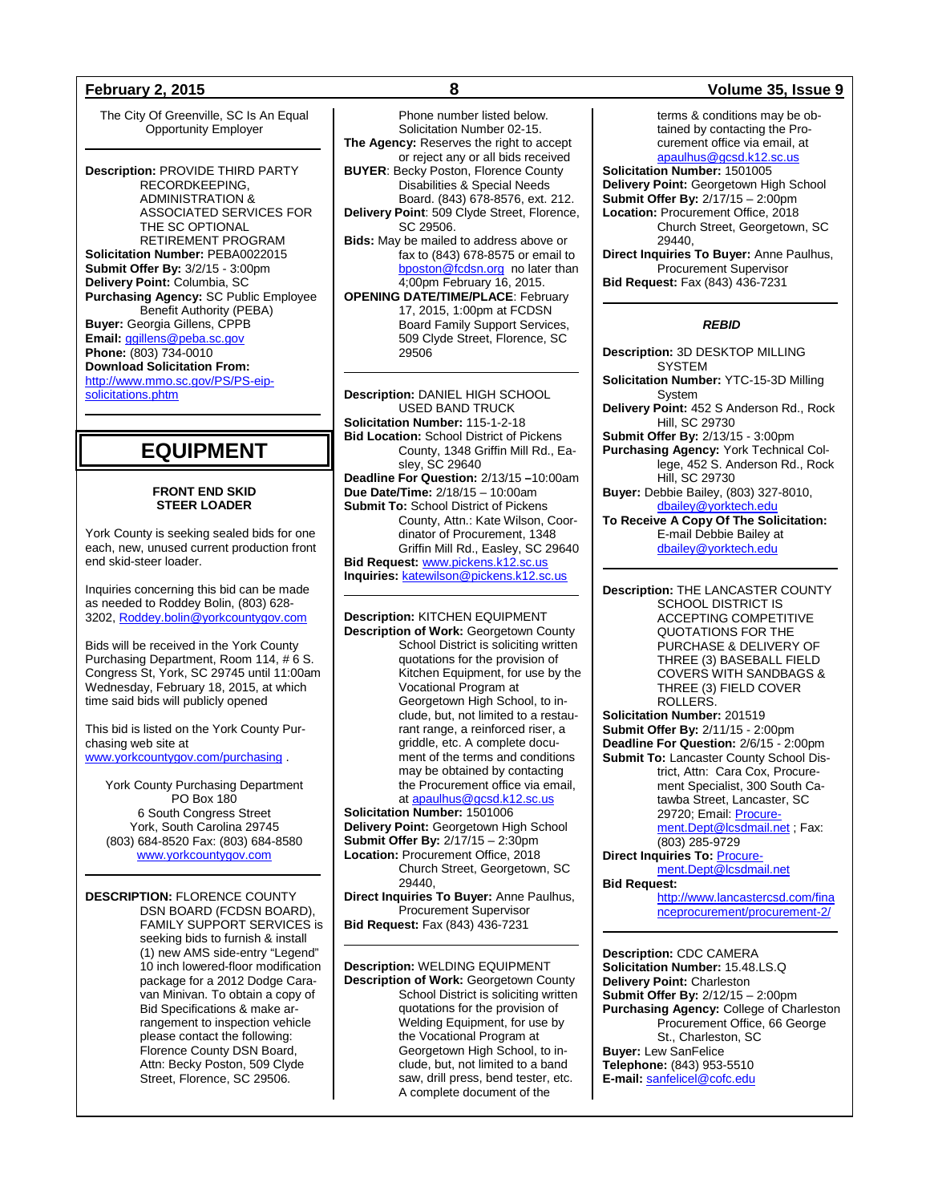The City Of Greenville, SC Is An Equal Opportunity Employer

---

**Description:** PROVIDE THIRD PARTY RECORDKEEPING, ADMINISTRATION & ASSOCIATED SERVICES FOR THE SC OPTIONAL RETIREMENT PROGRAM
**Solicitation Number:** PEBA0022015
**Submit Offer By:** 3/2/15 - 3:00pm
**Delivery Point:** Columbia, SC
**Purchasing Agency:** SC Public Employee Benefit Authority (PEBA)
**Buyer:** Georgia Gillens, CPPB
**Email:** ggillens@peba.sc.gov
**Phone:** (803) 734-0010
**Download Solicitation From:** http://www.mmo.sc.gov/PS/PS-eip-solicitations.phtm

---

# EQUIPMENT

### FRONT END SKID STEER LOADER

York County is seeking sealed bids for one each, new, unused current production front end skid-steer loader.

Inquiries concerning this bid can be made as needed to Roddey Bolin, (803) 628-3202, Roddey.bolin@yorkcountygov.com

Bids will be received in the York County Purchasing Department, Room 114, # 6 S. Congress St, York, SC 29745 until 11:00am Wednesday, February 18, 2015, at which time said bids will publicly opened

This bid is listed on the York County Purchasing web site at www.yorkcountygov.com/purchasing .

York County Purchasing Department
PO Box 180
6 South Congress Street
York, South Carolina 29745
(803) 684-8520 Fax: (803) 684-8580
www.yorkcountygov.com

---

**DESCRIPTION:** FLORENCE COUNTY DSN BOARD (FCDSN BOARD), FAMILY SUPPORT SERVICES is seeking bids to furnish & install (1) new AMS side-entry "Legend" 10 inch lowered-floor modification package for a 2012 Dodge Caravan Minivan. To obtain a copy of Bid Specifications & make arrangement to inspection vehicle please contact the following: Florence County DSN Board, Attn: Becky Poston, 509 Clyde Street, Florence, SC 29506. Phone number listed below. Solicitation Number 02-15.
**The Agency:** Reserves the right to accept or reject any or all bids received
**BUYER**: Becky Poston, Florence County Disabilities & Special Needs Board. (843) 678-8576, ext. 212.
**Delivery Point**: 509 Clyde Street, Florence, SC 29506.
**Bids:** May be mailed to address above or fax to (843) 678-8575 or email to bposton@fcdsn.org no later than 4;00pm February 16, 2015.
**OPENING DATE/TIME/PLACE**: February 17, 2015, 1:00pm at FCDSN Board Family Support Services, 509 Clyde Street, Florence, SC 29506

---

**Description:** DANIEL HIGH SCHOOL USED BAND TRUCK
**Solicitation Number:** 115-1-2-18
**Bid Location:** School District of Pickens County, 1348 Griffin Mill Rd., Easley, SC 29640
**Deadline For Question:** 2/13/15 –10:00am
**Due Date/Time:** 2/18/15 – 10:00am
**Submit To:** School District of Pickens County, Attn.: Kate Wilson, Coordinator of Procurement, 1348 Griffin Mill Rd., Easley, SC 29640
**Bid Request:** www.pickens.k12.sc.us
**Inquiries:** katewilson@pickens.k12.sc.us

---

**Description:** KITCHEN EQUIPMENT
**Description of Work:** Georgetown County School District is soliciting written quotations for the provision of Kitchen Equipment, for use by the Vocational Program at Georgetown High School, to include, but, not limited to a restaurant range, a reinforced riser, a griddle, etc. A complete document of the terms and conditions may be obtained by contacting the Procurement office via email, at apaulhus@gcsd.k12.sc.us
**Solicitation Number:** 1501006
**Delivery Point:** Georgetown High School
**Submit Offer By:** 2/17/15 – 2:30pm
**Location:** Procurement Office, 2018 Church Street, Georgetown, SC 29440,
**Direct Inquiries To Buyer:** Anne Paulhus, Procurement Supervisor
**Bid Request:** Fax (843) 436-7231

---

**Description:** WELDING EQUIPMENT
**Description of Work:** Georgetown County School District is soliciting written quotations for the provision of Welding Equipment, for use by the Vocational Program at Georgetown High School, to include, but, not limited to a band saw, drill press, bend tester, etc. A complete document of the terms & conditions may be obtained by contacting the Procurement office via email, at apaulhus@gcsd.k12.sc.us
**Solicitation Number:** 1501005
**Delivery Point:** Georgetown High School
**Submit Offer By:** 2/17/15 – 2:00pm
**Location:** Procurement Office, 2018 Church Street, Georgetown, SC 29440,
**Direct Inquiries To Buyer:** Anne Paulhus, Procurement Supervisor
**Bid Request:** Fax (843) 436-7231

---

***REBID***

**Description:** 3D DESKTOP MILLING SYSTEM
**Solicitation Number:** YTC-15-3D Milling System
**Delivery Point:** 452 S Anderson Rd., Rock Hill, SC 29730
**Submit Offer By:** 2/13/15 - 3:00pm
**Purchasing Agency:** York Technical College, 452 S. Anderson Rd., Rock Hill, SC 29730
**Buyer:** Debbie Bailey, (803) 327-8010, dbailey@yorktech.edu
**To Receive A Copy Of The Solicitation:** E-mail Debbie Bailey at dbailey@yorktech.edu

---

**Description:** THE LANCASTER COUNTY SCHOOL DISTRICT IS ACCEPTING COMPETITIVE QUOTATIONS FOR THE PURCHASE & DELIVERY OF THREE (3) BASEBALL FIELD COVERS WITH SANDBAGS & THREE (3) FIELD COVER ROLLERS.
**Solicitation Number:** 201519
**Submit Offer By:** 2/11/15 - 2:00pm
**Deadline For Question:** 2/6/15 - 2:00pm
**Submit To:** Lancaster County School District, Attn: Cara Cox, Procurement Specialist, 300 South Catawba Street, Lancaster, SC 29720; Email: Procurement.Dept@lcsdmail.net ; Fax: (803) 285-9729
**Direct Inquiries To:** Procurement.Dept@lcsdmail.net
**Bid Request:** http://www.lancastercsd.com/financeprocurement/procurement-2/

---

**Description:** CDC CAMERA
**Solicitation Number:** 15.48.LS.Q
**Delivery Point:** Charleston
**Submit Offer By:** 2/12/15 – 2:00pm
**Purchasing Agency:** College of Charleston Procurement Office, 66 George St., Charleston, SC
**Buyer:** Lew SanFelice
**Telephone:** (843) 953-5510
**E-mail:** sanfelicel@cofc.edu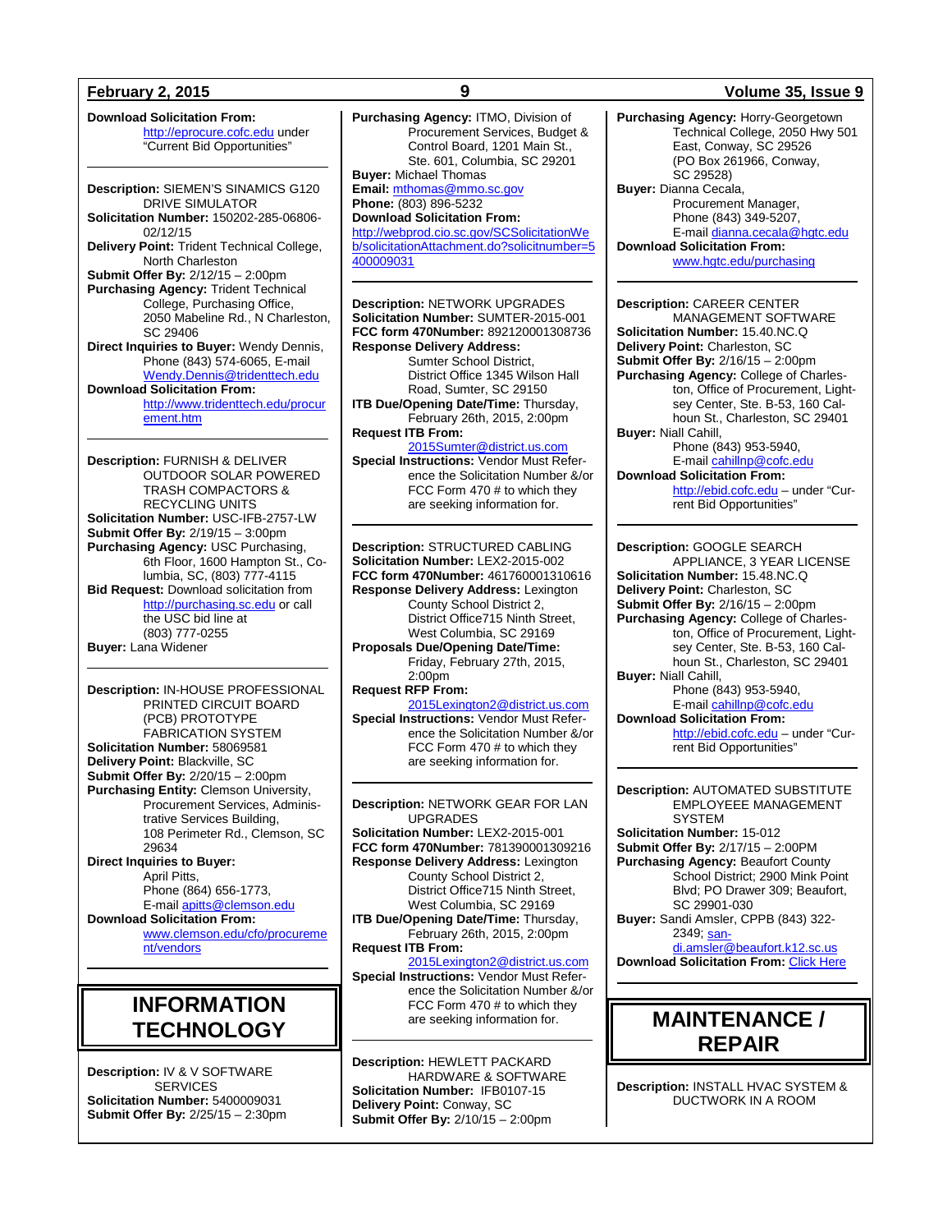**Download Solicitation From:** http://eprocure.cofc.edu under "Current Bid Opportunities"

---

**Description:** SIEMEN'S SINAMICS G120 DRIVE SIMULATOR
**Solicitation Number:** 150202-285-06806-02/12/15
**Delivery Point:** Trident Technical College, North Charleston
**Submit Offer By:** 2/12/15 – 2:00pm
**Purchasing Agency:** Trident Technical College, Purchasing Office, 2050 Mabeline Rd., N Charleston, SC 29406
**Direct Inquiries to Buyer:** Wendy Dennis, Phone (843) 574-6065, E-mail Wendy.Dennis@tridenttech.edu
**Download Solicitation From:** http://www.tridenttech.edu/procurement.htm

---

**Description:** FURNISH & DELIVER OUTDOOR SOLAR POWERED TRASH COMPACTORS & RECYCLING UNITS
**Solicitation Number:** USC-IFB-2757-LW
**Submit Offer By:** 2/19/15 – 3:00pm
**Purchasing Agency:** USC Purchasing, 6th Floor, 1600 Hampton St., Columbia, SC, (803) 777-4115
**Bid Request:** Download solicitation from http://purchasing.sc.edu or call the USC bid line at (803) 777-0255
**Buyer:** Lana Widener

---

**Description:** IN-HOUSE PROFESSIONAL PRINTED CIRCUIT BOARD (PCB) PROTOTYPE FABRICATION SYSTEM
**Solicitation Number:** 58069581
**Delivery Point:** Blackville, SC
**Submit Offer By:** 2/20/15 – 2:00pm
**Purchasing Entity:** Clemson University, Procurement Services, Administrative Services Building, 108 Perimeter Rd., Clemson, SC 29634
**Direct Inquiries to Buyer:** April Pitts, Phone (864) 656-1773, E-mail apitts@clemson.edu
**Download Solicitation From:** www.clemson.edu/cfo/procurement/vendors

---

# INFORMATION TECHNOLOGY

**Description:** IV & V SOFTWARE SERVICES
**Solicitation Number:** 5400009031
**Submit Offer By:** 2/25/15 – 2:30pm
**Purchasing Agency:** ITMO, Division of Procurement Services, Budget & Control Board, 1201 Main St., Ste. 601, Columbia, SC 29201
**Buyer:** Michael Thomas
**Email:** mthomas@mmo.sc.gov
**Phone:** (803) 896-5232
**Download Solicitation From:** http://webprod.cio.sc.gov/SCSolicitationWeb/solicitationAttachment.do?solicitnumber=5400009031

---

**Description:** NETWORK UPGRADES
**Solicitation Number:** SUMTER-2015-001
**FCC form 470Number:** 892120001308736
**Response Delivery Address:** Sumter School District, District Office 1345 Wilson Hall Road, Sumter, SC 29150
**ITB Due/Opening Date/Time:** Thursday, February 26th, 2015, 2:00pm
**Request ITB From:** 2015Sumter@district.us.com
**Special Instructions:** Vendor Must Reference the Solicitation Number &/or FCC Form 470 # to which they are seeking information for.

---

**Description:** STRUCTURED CABLING
**Solicitation Number:** LEX2-2015-002
**FCC form 470Number:** 461760001310616
**Response Delivery Address:** Lexington County School District 2, District Office715 Ninth Street, West Columbia, SC 29169
**Proposals Due/Opening Date/Time:** Friday, February 27th, 2015, 2:00pm
**Request RFP From:** 2015Lexington2@district.us.com
**Special Instructions:** Vendor Must Reference the Solicitation Number &/or FCC Form 470 # to which they are seeking information for.

---

**Description:** NETWORK GEAR FOR LAN UPGRADES
**Solicitation Number:** LEX2-2015-001
**FCC form 470Number:** 781390001309216
**Response Delivery Address:** Lexington County School District 2, District Office715 Ninth Street, West Columbia, SC 29169
**ITB Due/Opening Date/Time:** Thursday, February 26th, 2015, 2:00pm
**Request ITB From:** 2015Lexington2@district.us.com
**Special Instructions:** Vendor Must Reference the Solicitation Number &/or FCC Form 470 # to which they are seeking information for.

---

**Description:** HEWLETT PACKARD HARDWARE & SOFTWARE
**Solicitation Number:** IFB0107-15
**Delivery Point:** Conway, SC
**Submit Offer By:** 2/10/15 – 2:00pm
**Purchasing Agency:** Horry-Georgetown Technical College, 2050 Hwy 501 East, Conway, SC 29526 (PO Box 261966, Conway, SC 29528)
**Buyer:** Dianna Cecala, Procurement Manager, Phone (843) 349-5207, E-mail dianna.cecala@hgtc.edu
**Download Solicitation From:** www.hgtc.edu/purchasing

---

**Description:** CAREER CENTER MANAGEMENT SOFTWARE
**Solicitation Number:** 15.40.NC.Q
**Delivery Point:** Charleston, SC
**Submit Offer By:** 2/16/15 – 2:00pm
**Purchasing Agency:** College of Charleston, Office of Procurement, Lightsey Center, Ste. B-53, 160 Calhoun St., Charleston, SC 29401
**Buyer:** Niall Cahill, Phone (843) 953-5940, E-mail cahillnp@cofc.edu
**Download Solicitation From:** http://ebid.cofc.edu – under "Current Bid Opportunities"

---

**Description:** GOOGLE SEARCH APPLIANCE, 3 YEAR LICENSE
**Solicitation Number:** 15.48.NC.Q
**Delivery Point:** Charleston, SC
**Submit Offer By:** 2/16/15 – 2:00pm
**Purchasing Agency:** College of Charleston, Office of Procurement, Lightsey Center, Ste. B-53, 160 Calhoun St., Charleston, SC 29401
**Buyer:** Niall Cahill, Phone (843) 953-5940, E-mail cahillnp@cofc.edu
**Download Solicitation From:** http://ebid.cofc.edu – under "Current Bid Opportunities"

---

**Description:** AUTOMATED SUBSTITUTE EMPLOYEEE MANAGEMENT SYSTEM
**Solicitation Number:** 15-012
**Submit Offer By:** 2/17/15 – 2:00PM
**Purchasing Agency:** Beaufort County School District; 2900 Mink Point Blvd; PO Drawer 309; Beaufort, SC 29901-030
**Buyer:** Sandi Amsler, CPPB (843) 322-2349; sandi.amsler@beaufort.k12.sc.us
**Download Solicitation From:** Click Here

---

# MAINTENANCE / REPAIR

**Description:** INSTALL HVAC SYSTEM & DUCTWORK IN A ROOM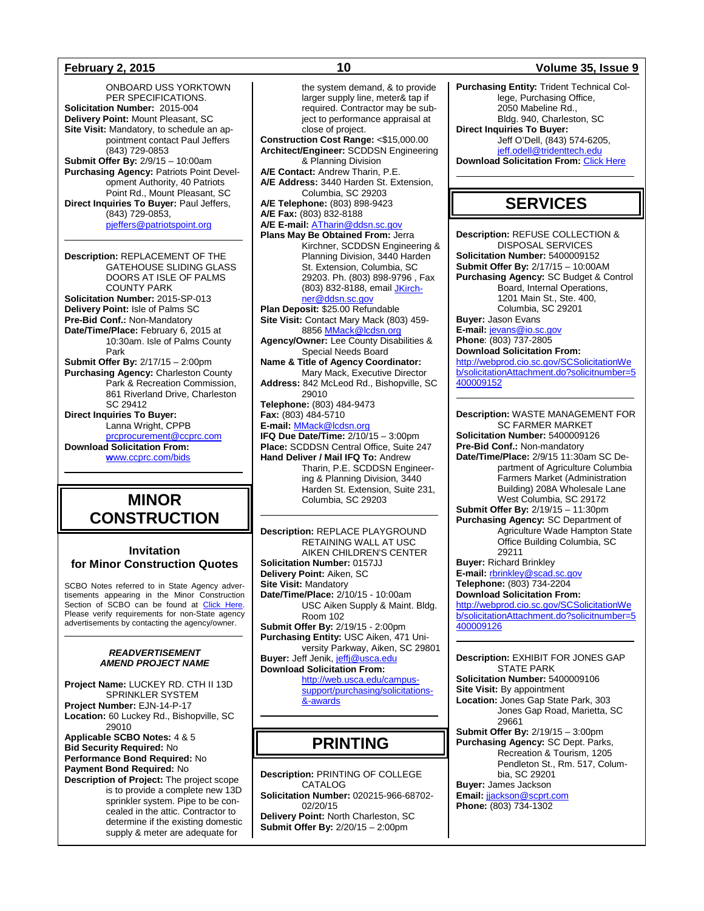ONBOARD USS YORKTOWN PER SPECIFICATIONS.
**Solicitation Number:** 2015-004
**Delivery Point:** Mount Pleasant, SC
**Site Visit:** Mandatory, to schedule an appointment contact Paul Jeffers (843) 729-0853
**Submit Offer By:** 2/9/15 – 10:00am
**Purchasing Agency:** Patriots Point Development Authority, 40 Patriots Point Rd., Mount Pleasant, SC
**Direct Inquiries To Buyer:** Paul Jeffers, (843) 729-0853, pjeffers@patriotspoint.org

---

**Description:** REPLACEMENT OF THE GATEHOUSE SLIDING GLASS DOORS AT ISLE OF PALMS COUNTY PARK
**Solicitation Number:** 2015-SP-013
**Delivery Point:** Isle of Palms SC
**Pre-Bid Conf.:** Non-Mandatory
**Date/Time/Place:** February 6, 2015 at 10:30am. Isle of Palms County Park
**Submit Offer By:** 2/17/15 – 2:00pm
**Purchasing Agency:** Charleston County Park & Recreation Commission, 861 Riverland Drive, Charleston SC 29412
**Direct Inquiries To Buyer:** Lanna Wright, CPPB prcprocurement@ccprc.com
**Download Solicitation From:** www.ccprc.com/bids

# MINOR CONSTRUCTION

## Invitation for Minor Construction Quotes

SCBO Notes referred to in State Agency advertisements appearing in the Minor Construction Section of SCBO can be found at Click Here. Please verify requirements for non-State agency advertisements by contacting the agency/owner.

---

***READVERTISEMENT***
***AMEND PROJECT NAME***

**Project Name:** LUCKEY RD. CTH II 13D SPRINKLER SYSTEM
**Project Number:** EJN-14-P-17
**Location:** 60 Luckey Rd., Bishopville, SC 29010
**Applicable SCBO Notes:** 4 & 5
**Bid Security Required:** No
**Performance Bond Required:** No
**Payment Bond Required:** No
**Description of Project:** The project scope is to provide a complete new 13D sprinkler system. Pipe to be concealed in the attic. Contractor to determine if the existing domestic supply & meter are adequate for the system demand, & to provide larger supply line, meter& tap if required. Contractor may be subject to performance appraisal at close of project.
**Construction Cost Range:** <$15,000.00
**Architect/Engineer:** SCDDSN Engineering & Planning Division
**A/E Contact:** Andrew Tharin, P.E.
**A/E Address:** 3440 Harden St. Extension, Columbia, SC 29203
**A/E Telephone:** (803) 898-9423
**A/E Fax:** (803) 832-8188
**A/E E-mail:** ATharin@ddsn.sc.gov
**Plans May Be Obtained From:** Jerra Kirchner, SCDDSN Engineering & Planning Division, 3440 Harden St. Extension, Columbia, SC 29203. Ph. (803) 898-9796 , Fax (803) 832-8188, email JKirchner@ddsn.sc.gov
**Plan Deposit:** $25.00 Refundable
**Site Visit:** Contact Mary Mack (803) 459-8856 MMack@lcdsn.org
**Agency/Owner:** Lee County Disabilities & Special Needs Board
**Name & Title of Agency Coordinator:** Mary Mack, Executive Director
**Address:** 842 McLeod Rd., Bishopville, SC 29010
**Telephone:** (803) 484-9473
**Fax:** (803) 484-5710
**E-mail:** MMack@lcdsn.org
**IFQ Due Date/Time:** 2/10/15 – 3:00pm
**Place:** SCDDSN Central Office, Suite 247
**Hand Deliver / Mail IFQ To:** Andrew Tharin, P.E. SCDDSN Engineering & Planning Division, 3440 Harden St. Extension, Suite 231, Columbia, SC 29203

---

**Description:** REPLACE PLAYGROUND RETAINING WALL AT USC AIKEN CHILDREN'S CENTER
**Solicitation Number:** 0157JJ
**Delivery Point:** Aiken, SC
**Site Visit:** Mandatory
**Date/Time/Place:** 2/10/15 - 10:00am USC Aiken Supply & Maint. Bldg. Room 102
**Submit Offer By:** 2/19/15 - 2:00pm
**Purchasing Entity:** USC Aiken, 471 University Parkway, Aiken, SC 29801
**Buyer:** Jeff Jenik, jeffj@usca.edu
**Download Solicitation From:** http://web.usca.edu/campus-support/purchasing/solicitations-&-awards

# PRINTING

**Description:** PRINTING OF COLLEGE CATALOG
**Solicitation Number:** 020215-966-68702-02/20/15
**Delivery Point:** North Charleston, SC
**Submit Offer By:** 2/20/15 – 2:00pm
**Purchasing Entity:** Trident Technical College, Purchasing Office, 2050 Mabeline Rd., Bldg. 940, Charleston, SC
**Direct Inquiries To Buyer:** Jeff O'Dell, (843) 574-6205, jeff.odell@tridenttech.edu
**Download Solicitation From:** Click Here

# SERVICES

**Description:** REFUSE COLLECTION & DISPOSAL SERVICES
**Solicitation Number:** 5400009152
**Submit Offer By:** 2/17/15 – 10:00AM
**Purchasing Agency:** SC Budget & Control Board, Internal Operations, 1201 Main St., Ste. 400, Columbia, SC 29201
**Buyer:** Jason Evans
**E-mail:** jevans@io.sc.gov
**Phone**: (803) 737-2805
**Download Solicitation From:** http://webprod.cio.sc.gov/SCSolicitationWeb/solicitationAttachment.do?solicitnumber=5400009152

---

**Description:** WASTE MANAGEMENT FOR SC FARMER MARKET
**Solicitation Number:** 5400009126
**Pre-Bid Conf.:** Non-mandatory
**Date/Time/Place:** 2/9/15 11:30am SC Department of Agriculture Columbia Farmers Market (Administration Building) 208A Wholesale Lane West Columbia, SC 29172
**Submit Offer By:** 2/19/15 – 11:30pm
**Purchasing Agency:** SC Department of Agriculture Wade Hampton State Office Building Columbia, SC 29211
**Buyer:** Richard Brinkley
**E-mail:** rbrinkley@scad.sc.gov
**Telephone:** (803) 734-2204
**Download Solicitation From:** http://webprod.cio.sc.gov/SCSolicitationWeb/solicitationAttachment.do?solicitnumber=5400009126

---

**Description:** EXHIBIT FOR JONES GAP STATE PARK
**Solicitation Number:** 5400009106
**Site Visit:** By appointment
**Location:** Jones Gap State Park, 303 Jones Gap Road, Marietta, SC 29661
**Submit Offer By:** 2/19/15 – 3:00pm
**Purchasing Agency:** SC Dept. Parks, Recreation & Tourism, 1205 Pendleton St., Rm. 517, Columbia, SC 29201
**Buyer:** James Jackson
**Email:** jjackson@scprt.com
**Phone:** (803) 734-1302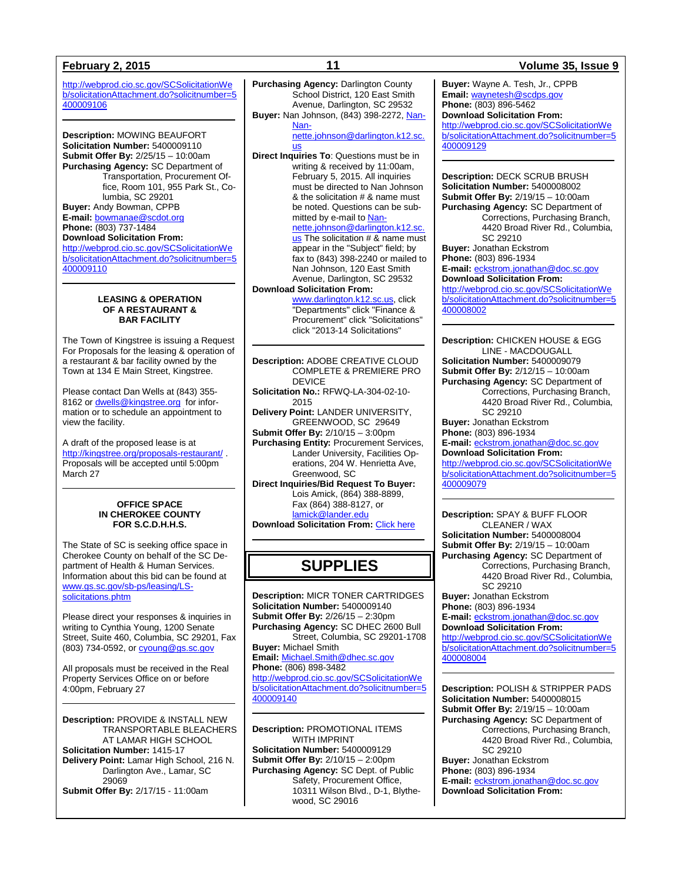http://webprod.cio.sc.gov/SCSolicitationWeb/solicitationAttachment.do?solicitnumber=5400009106

---

**Description:** MOWING BEAUFORT
**Solicitation Number:** 5400009110
**Submit Offer By:** 2/25/15 – 10:00am
**Purchasing Agency:** SC Department of Transportation, Procurement Office, Room 101, 955 Park St., Columbia, SC 29201
**Buyer:** Andy Bowman, CPPB
**E-mail:** bowmanae@scdot.org
**Phone:** (803) 737-1484
**Download Solicitation From:**
http://webprod.cio.sc.gov/SCSolicitationWeb/solicitationAttachment.do?solicitnumber=5400009110

---

### LEASING & OPERATION OF A RESTAURANT & BAR FACILITY

The Town of Kingstree is issuing a Request For Proposals for the leasing & operation of a restaurant & bar facility owned by the Town at 134 E Main Street, Kingstree.

Please contact Dan Wells at (843) 355-8162 or dwells@kingstree.org for information or to schedule an appointment to view the facility.

A draft of the proposed lease is at http://kingstree.org/proposals-restaurant/ . Proposals will be accepted until 5:00pm March 27

---

### OFFICE SPACE IN CHEROKEE COUNTY FOR S.C.D.H.H.S.

The State of SC is seeking office space in Cherokee County on behalf of the SC Department of Health & Human Services. Information about this bid can be found at www.gs.sc.gov/sb-ps/leasing/LS-solicitations.phtm

Please direct your responses & inquiries in writing to Cynthia Young, 1200 Senate Street, Suite 460, Columbia, SC 29201, Fax (803) 734-0592, or cyoung@gs.sc.gov

All proposals must be received in the Real Property Services Office on or before 4:00pm, February 27

---

**Description:** PROVIDE & INSTALL NEW TRANSPORTABLE BLEACHERS AT LAMAR HIGH SCHOOL
**Solicitation Number:** 1415-17
**Delivery Point:** Lamar High School, 216 N. Darlington Ave., Lamar, SC 29069
**Submit Offer By:** 2/17/15 - 11:00am
**Purchasing Agency:** Darlington County School District, 120 East Smith Avenue, Darlington, SC 29532
**Buyer:** Nan Johnson, (843) 398-2272, Nannette.johnson@darlington.k12.sc.us
**Direct Inquiries To**: Questions must be in writing & received by 11:00am, February 5, 2015. All inquiries must be directed to Nan Johnson & the solicitation # & name must be noted. Questions can be submitted by e-mail to Nannette.johnson@darlington.k12.sc.us The solicitation # & name must appear in the "Subject" field; by fax to (843) 398-2240 or mailed to Nan Johnson, 120 East Smith Avenue, Darlington, SC 29532
**Download Solicitation From:** www.darlington.k12.sc.us, click "Departments" click "Finance & Procurement" click "Solicitations" click "2013-14 Solicitations"

---

**Description:** ADOBE CREATIVE CLOUD COMPLETE & PREMIERE PRO DEVICE
**Solicitation No.:** RFWQ-LA-304-02-10-2015
**Delivery Point:** LANDER UNIVERSITY, GREENWOOD, SC 29649
**Submit Offer By:** 2/10/15 – 3:00pm
**Purchasing Entity:** Procurement Services, Lander University, Facilities Operations, 204 W. Henrietta Ave, Greenwood, SC
**Direct Inquiries/Bid Request To Buyer:** Lois Amick, (864) 388-8899, Fax (864) 388-8127, or lamick@lander.edu
**Download Solicitation From:** Click here

---

## SUPPLIES

**Description:** MICR TONER CARTRIDGES
**Solicitation Number:** 5400009140
**Submit Offer By:** 2/26/15 – 2:30pm
**Purchasing Agency:** SC DHEC 2600 Bull Street, Columbia, SC 29201-1708
**Buyer:** Michael Smith
**Email:** Michael.Smith@dhec.sc.gov
**Phone:** (806) 898-3482
http://webprod.cio.sc.gov/SCSolicitationWeb/solicitationAttachment.do?solicitnumber=5400009140

---

**Description:** PROMOTIONAL ITEMS WITH IMPRINT
**Solicitation Number:** 5400009129
**Submit Offer By:** 2/10/15 – 2:00pm
**Purchasing Agency:** SC Dept. of Public Safety, Procurement Office, 10311 Wilson Blvd., D-1, Blythewood, SC 29016
**Buyer:** Wayne A. Tesh, Jr., CPPB
**Email:** waynetesh@scdps.gov
**Phone:** (803) 896-5462
**Download Solicitation From:**
http://webprod.cio.sc.gov/SCSolicitationWeb/solicitationAttachment.do?solicitnumber=5400009129

---

**Description:** DECK SCRUB BRUSH
**Solicitation Number:** 5400008002
**Submit Offer By:** 2/19/15 – 10:00am
**Purchasing Agency:** SC Department of Corrections, Purchasing Branch, 4420 Broad River Rd., Columbia, SC 29210
**Buyer:** Jonathan Eckstrom
**Phone:** (803) 896-1934
**E-mail:** eckstrom.jonathan@doc.sc.gov
**Download Solicitation From:**
http://webprod.cio.sc.gov/SCSolicitationWeb/solicitationAttachment.do?solicitnumber=5400008002

---

**Description:** CHICKEN HOUSE & EGG LINE - MACDOUGALL
**Solicitation Number:** 5400009079
**Submit Offer By:** 2/12/15 – 10:00am
**Purchasing Agency:** SC Department of Corrections, Purchasing Branch, 4420 Broad River Rd., Columbia, SC 29210
**Buyer:** Jonathan Eckstrom
**Phone:** (803) 896-1934
**E-mail:** eckstrom.jonathan@doc.sc.gov
**Download Solicitation From:**
http://webprod.cio.sc.gov/SCSolicitationWeb/solicitationAttachment.do?solicitnumber=5400009079

---

**Description:** SPAY & BUFF FLOOR CLEANER / WAX
**Solicitation Number:** 5400008004
**Submit Offer By:** 2/19/15 – 10:00am
**Purchasing Agency:** SC Department of Corrections, Purchasing Branch, 4420 Broad River Rd., Columbia, SC 29210
**Buyer:** Jonathan Eckstrom
**Phone:** (803) 896-1934
**E-mail:** eckstrom.jonathan@doc.sc.gov
**Download Solicitation From:**
http://webprod.cio.sc.gov/SCSolicitationWeb/solicitationAttachment.do?solicitnumber=5400008004

---

**Description:** POLISH & STRIPPER PADS
**Solicitation Number:** 5400008015
**Submit Offer By:** 2/19/15 – 10:00am
**Purchasing Agency:** SC Department of Corrections, Purchasing Branch, 4420 Broad River Rd., Columbia, SC 29210
**Buyer:** Jonathan Eckstrom
**Phone:** (803) 896-1934
**E-mail:** eckstrom.jonathan@doc.sc.gov
**Download Solicitation From:**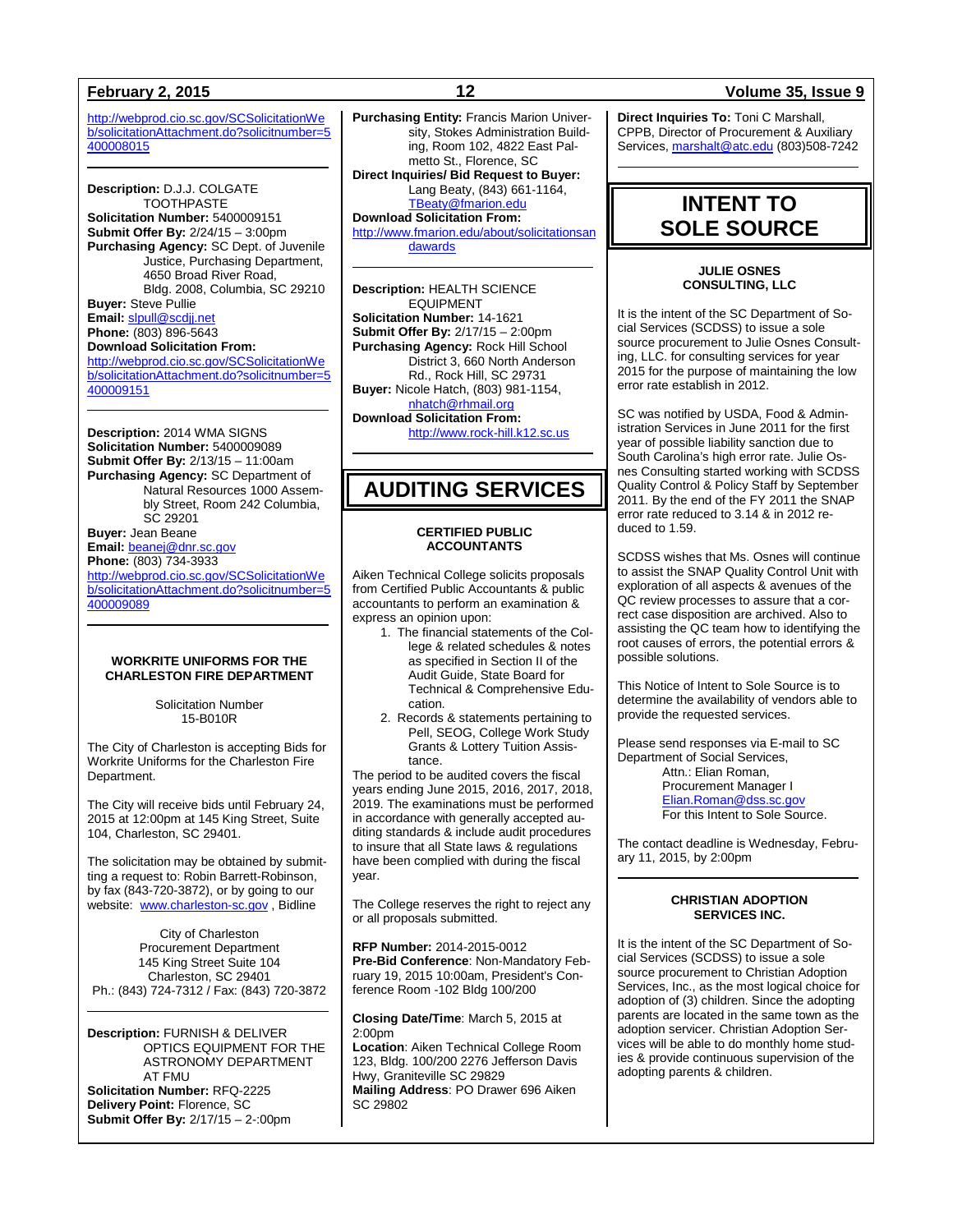http://webprod.cio.sc.gov/SCSolicitationWeb/solicitationAttachment.do?solicitnumber=5400008015

**Description:** D.J.J. COLGATE TOOTHPASTE
**Solicitation Number:** 5400009151
**Submit Offer By:** 2/24/15 – 3:00pm
**Purchasing Agency:** SC Dept. of Juvenile Justice, Purchasing Department, 4650 Broad River Road, Bldg. 2008, Columbia, SC 29210
**Buyer:** Steve Pullie
**Email:** slpull@scdjj.net
**Phone:** (803) 896-5643
**Download Solicitation From:**
http://webprod.cio.sc.gov/SCSolicitationWeb/solicitationAttachment.do?solicitnumber=5400009151

**Description:** 2014 WMA SIGNS
**Solicitation Number:** 5400009089
**Submit Offer By:** 2/13/15 – 11:00am
**Purchasing Agency:** SC Department of Natural Resources 1000 Assembly Street, Room 242 Columbia, SC 29201
**Buyer:** Jean Beane
**Email:** beanej@dnr.sc.gov
**Phone:** (803) 734-3933
http://webprod.cio.sc.gov/SCSolicitationWeb/solicitationAttachment.do?solicitnumber=5400009089

**WORKRITE UNIFORMS FOR THE CHARLESTON FIRE DEPARTMENT**

Solicitation Number
15-B010R

The City of Charleston is accepting Bids for Workrite Uniforms for the Charleston Fire Department.

The City will receive bids until February 24, 2015 at 12:00pm at 145 King Street, Suite 104, Charleston, SC 29401.

The solicitation may be obtained by submitting a request to: Robin Barrett-Robinson, by fax (843-720-3872), or by going to our website: www.charleston-sc.gov , Bidline

City of Charleston
Procurement Department
145 King Street Suite 104
Charleston, SC 29401
Ph.: (843) 724-7312 / Fax: (843) 720-3872

**Description:** FURNISH & DELIVER OPTICS EQUIPMENT FOR THE ASTRONOMY DEPARTMENT AT FMU
**Solicitation Number:** RFQ-2225
**Delivery Point:** Florence, SC
**Submit Offer By:** 2/17/15 – 2-:00pm
**Purchasing Entity:** Francis Marion University, Stokes Administration Building, Room 102, 4822 East Palmetto St., Florence, SC
**Direct Inquiries/ Bid Request to Buyer:** Lang Beaty, (843) 661-1164, TBeaty@fmarion.edu
**Download Solicitation From:**
http://www.fmarion.edu/about/solicitationsandawards

**Description:** HEALTH SCIENCE EQUIPMENT
**Solicitation Number:** 14-1621
**Submit Offer By:** 2/17/15 – 2:00pm
**Purchasing Agency:** Rock Hill School District 3, 660 North Anderson Rd., Rock Hill, SC 29731
**Buyer:** Nicole Hatch, (803) 981-1154, nhatch@rhmail.org
**Download Solicitation From:**
http://www.rock-hill.k12.sc.us

# AUDITING SERVICES

**CERTIFIED PUBLIC ACCOUNTANTS**

Aiken Technical College solicits proposals from Certified Public Accountants & public accountants to perform an examination & express an opinion upon:

1. The financial statements of the College & related schedules & notes as specified in Section II of the Audit Guide, State Board for Technical & Comprehensive Education.
2. Records & statements pertaining to Pell, SEOG, College Work Study Grants & Lottery Tuition Assistance.

The period to be audited covers the fiscal years ending June 2015, 2016, 2017, 2018, 2019. The examinations must be performed in accordance with generally accepted auditing standards & include audit procedures to insure that all State laws & regulations have been complied with during the fiscal year.

The College reserves the right to reject any or all proposals submitted.

**RFP Number:** 2014-2015-0012
**Pre-Bid Conference**: Non-Mandatory February 19, 2015 10:00am, President's Conference Room -102 Bldg 100/200

**Closing Date/Time**: March 5, 2015 at 2:00pm
**Location**: Aiken Technical College Room 123, Bldg. 100/200 2276 Jefferson Davis Hwy, Graniteville SC 29829
**Mailing Address**: PO Drawer 696 Aiken SC 29802
**Direct Inquiries To:** Toni C Marshall, CPPB, Director of Procurement & Auxiliary Services, marshalt@atc.edu (803)508-7242

# INTENT TO SOLE SOURCE

**JULIE OSNES CONSULTING, LLC**

It is the intent of the SC Department of Social Services (SCDSS) to issue a sole source procurement to Julie Osnes Consulting, LLC. for consulting services for year 2015 for the purpose of maintaining the low error rate establish in 2012.

SC was notified by USDA, Food & Administration Services in June 2011 for the first year of possible liability sanction due to South Carolina's high error rate. Julie Osnes Consulting started working with SCDSS Quality Control & Policy Staff by September 2011. By the end of the FY 2011 the SNAP error rate reduced to 3.14 & in 2012 reduced to 1.59.

SCDSS wishes that Ms. Osnes will continue to assist the SNAP Quality Control Unit with exploration of all aspects & avenues of the QC review processes to assure that a correct case disposition are archived. Also to assisting the QC team how to identifying the root causes of errors, the potential errors & possible solutions.

This Notice of Intent to Sole Source is to determine the availability of vendors able to provide the requested services.

Please send responses via E-mail to SC Department of Social Services,
Attn.: Elian Roman,
Procurement Manager I
Elian.Roman@dss.sc.gov
For this Intent to Sole Source.

The contact deadline is Wednesday, February 11, 2015, by 2:00pm

**CHRISTIAN ADOPTION SERVICES INC.**

It is the intent of the SC Department of Social Services (SCDSS) to issue a sole source procurement to Christian Adoption Services, Inc., as the most logical choice for adoption of (3) children. Since the adopting parents are located in the same town as the adoption servicer. Christian Adoption Services will be able to do monthly home studies & provide continuous supervision of the adopting parents & children.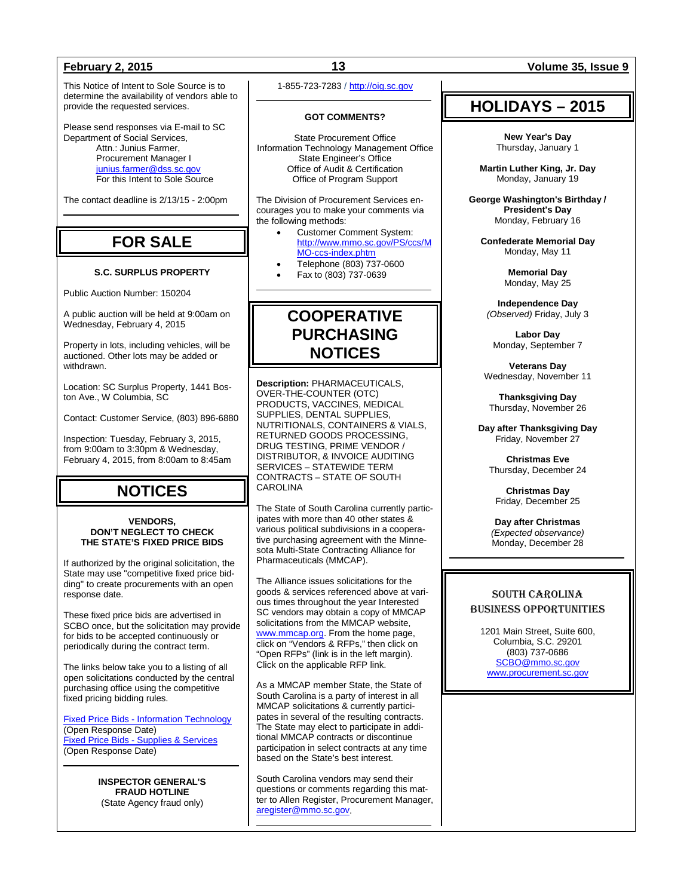This Notice of Intent to Sole Source is to determine the availability of vendors able to provide the requested services.

Please send responses via E-mail to SC Department of Social Services,
Attn.: Junius Farmer,
Procurement Manager I
junius.farmer@dss.sc.gov
For this Intent to Sole Source

The contact deadline is 2/13/15 - 2:00pm

# FOR SALE

**S.C. SURPLUS PROPERTY**

Public Auction Number: 150204

A public auction will be held at 9:00am on Wednesday, February 4, 2015

Property in lots, including vehicles, will be auctioned. Other lots may be added or withdrawn.

Location: SC Surplus Property, 1441 Boston Ave., W Columbia, SC

Contact: Customer Service, (803) 896-6880

Inspection: Tuesday, February 3, 2015, from 9:00am to 3:30pm & Wednesday, February 4, 2015, from 8:00am to 8:45am

# NOTICES

**VENDORS, DON'T NEGLECT TO CHECK THE STATE'S FIXED PRICE BIDS**

If authorized by the original solicitation, the State may use "competitive fixed price bidding" to create procurements with an open response date.

These fixed price bids are advertised in SCBO once, but the solicitation may provide for bids to be accepted continuously or periodically during the contract term.

The links below take you to a listing of all open solicitations conducted by the central purchasing office using the competitive fixed pricing bidding rules.

Fixed Price Bids - Information Technology
(Open Response Date)
Fixed Price Bids - Supplies & Services
(Open Response Date)

**INSPECTOR GENERAL'S FRAUD HOTLINE**
(State Agency fraud only)
1-855-723-7283 / http://oig.sc.gov

**GOT COMMENTS?**

State Procurement Office
Information Technology Management Office
State Engineer's Office
Office of Audit & Certification
Office of Program Support

The Division of Procurement Services encourages you to make your comments via the following methods:

- Customer Comment System: http://www.mmo.sc.gov/PS/ccs/MMO-ccs-index.phtm
- Telephone (803) 737-0600
- Fax to (803) 737-0639

# COOPERATIVE PURCHASING NOTICES

**Description:** PHARMACEUTICALS, OVER-THE-COUNTER (OTC) PRODUCTS, VACCINES, MEDICAL SUPPLIES, DENTAL SUPPLIES, NUTRITIONALS, CONTAINERS & VIALS, RETURNED GOODS PROCESSING, DRUG TESTING, PRIME VENDOR / DISTRIBUTOR, & INVOICE AUDITING SERVICES – STATEWIDE TERM CONTRACTS – STATE OF SOUTH CAROLINA

The State of South Carolina currently participates with more than 40 other states & various political subdivisions in a cooperative purchasing agreement with the Minnesota Multi-State Contracting Alliance for Pharmaceuticals (MMCAP).

The Alliance issues solicitations for the goods & services referenced above at various times throughout the year Interested SC vendors may obtain a copy of MMCAP solicitations from the MMCAP website, www.mmcap.org. From the home page, click on "Vendors & RFPs," then click on "Open RFPs" (link is in the left margin). Click on the applicable RFP link.

As a MMCAP member State, the State of South Carolina is a party of interest in all MMCAP solicitations & currently participates in several of the resulting contracts. The State may elect to participate in additional MMCAP contracts or discontinue participation in select contracts at any time based on the State's best interest.

South Carolina vendors may send their questions or comments regarding this matter to Allen Register, Procurement Manager, aregister@mmo.sc.gov.

# HOLIDAYS – 2015

**New Year's Day**
Thursday, January 1

**Martin Luther King, Jr. Day**
Monday, January 19

**George Washington's Birthday / President's Day**
Monday, February 16

**Confederate Memorial Day**
Monday, May 11

**Memorial Day**
Monday, May 25

**Independence Day**
*(Observed)* Friday, July 3

**Labor Day**
Monday, September 7

**Veterans Day**
Wednesday, November 11

**Thanksgiving Day**
Thursday, November 26

**Day after Thanksgiving Day**
Friday, November 27

**Christmas Eve**
Thursday, December 24

**Christmas Day**
Friday, December 25

**Day after Christmas**
*(Expected observance)*
Monday, December 28

SOUTH CAROLINA
BUSINESS OPPORTUNITIES

1201 Main Street, Suite 600,
Columbia, S.C. 29201
(803) 737-0686
SCBO@mmo.sc.gov
www.procurement.sc.gov